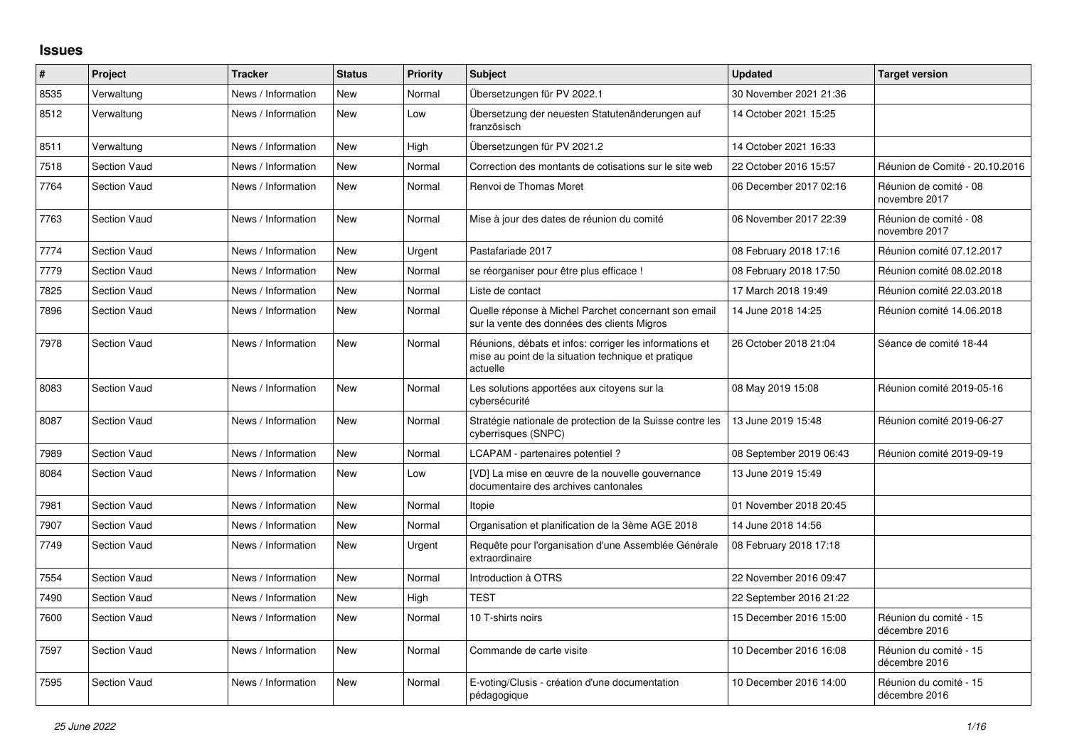# Issues

| # | Project | Tracker | Status | Priority | Subject | Updated | Target version |
|---|---|---|---|---|---|---|---|
| 8535 | Verwaltung | News / Information | New | Normal | Übersetzungen für PV 2022.1 | 30 November 2021 21:36 | |
| 8512 | Verwaltung | News / Information | New | Low | Übersetzung der neuesten Statutenänderungen auf französisch | 14 October 2021 15:25 | |
| 8511 | Verwaltung | News / Information | New | High | Übersetzungen für PV 2021.2 | 14 October 2021 16:33 | |
| 7518 | Section Vaud | News / Information | New | Normal | Correction des montants de cotisations sur le site web | 22 October 2016 15:57 | Réunion de Comité - 20.10.2016 |
| 7764 | Section Vaud | News / Information | New | Normal | Renvoi de Thomas Moret | 06 December 2017 02:16 | Réunion de comité - 08 novembre 2017 |
| 7763 | Section Vaud | News / Information | New | Normal | Mise à jour des dates de réunion du comité | 06 November 2017 22:39 | Réunion de comité - 08 novembre 2017 |
| 7774 | Section Vaud | News / Information | New | Urgent | Pastafariade 2017 | 08 February 2018 17:16 | Réunion comité 07.12.2017 |
| 7779 | Section Vaud | News / Information | New | Normal | se réorganiser pour être plus efficace ! | 08 February 2018 17:50 | Réunion comité 08.02.2018 |
| 7825 | Section Vaud | News / Information | New | Normal | Liste de contact | 17 March 2018 19:49 | Réunion comité 22.03.2018 |
| 7896 | Section Vaud | News / Information | New | Normal | Quelle réponse à Michel Parchet concernant son email sur la vente des données des clients Migros | 14 June 2018 14:25 | Réunion comité 14.06.2018 |
| 7978 | Section Vaud | News / Information | New | Normal | Réunions, débats et infos: corriger les informations et mise au point de la situation technique et pratique actuelle | 26 October 2018 21:04 | Séance de comité 18-44 |
| 8083 | Section Vaud | News / Information | New | Normal | Les solutions apportées aux citoyens sur la cybersécurité | 08 May 2019 15:08 | Réunion comité 2019-05-16 |
| 8087 | Section Vaud | News / Information | New | Normal | Stratégie nationale de protection de la Suisse contre les cyberrisques (SNPC) | 13 June 2019 15:48 | Réunion comité 2019-06-27 |
| 7989 | Section Vaud | News / Information | New | Normal | LCAPAM - partenaires potentiel ? | 08 September 2019 06:43 | Réunion comité 2019-09-19 |
| 8084 | Section Vaud | News / Information | New | Low | [VD] La mise en œuvre de la nouvelle gouvernance documentaire des archives cantonales | 13 June 2019 15:49 | |
| 7981 | Section Vaud | News / Information | New | Normal | Itopie | 01 November 2018 20:45 | |
| 7907 | Section Vaud | News / Information | New | Normal | Organisation et planification de la 3ème AGE 2018 | 14 June 2018 14:56 | |
| 7749 | Section Vaud | News / Information | New | Urgent | Requête pour l'organisation d'une Assemblée Générale extraordinaire | 08 February 2018 17:18 | |
| 7554 | Section Vaud | News / Information | New | Normal | Introduction à OTRS | 22 November 2016 09:47 | |
| 7490 | Section Vaud | News / Information | New | High | TEST | 22 September 2016 21:22 | |
| 7600 | Section Vaud | News / Information | New | Normal | 10 T-shirts noirs | 15 December 2016 15:00 | Réunion du comité - 15 décembre 2016 |
| 7597 | Section Vaud | News / Information | New | Normal | Commande de carte visite | 10 December 2016 16:08 | Réunion du comité - 15 décembre 2016 |
| 7595 | Section Vaud | News / Information | New | Normal | E-voting/Clusis - création d'une documentation pédagogique | 10 December 2016 14:00 | Réunion du comité - 15 décembre 2016 |

*25 June 2022*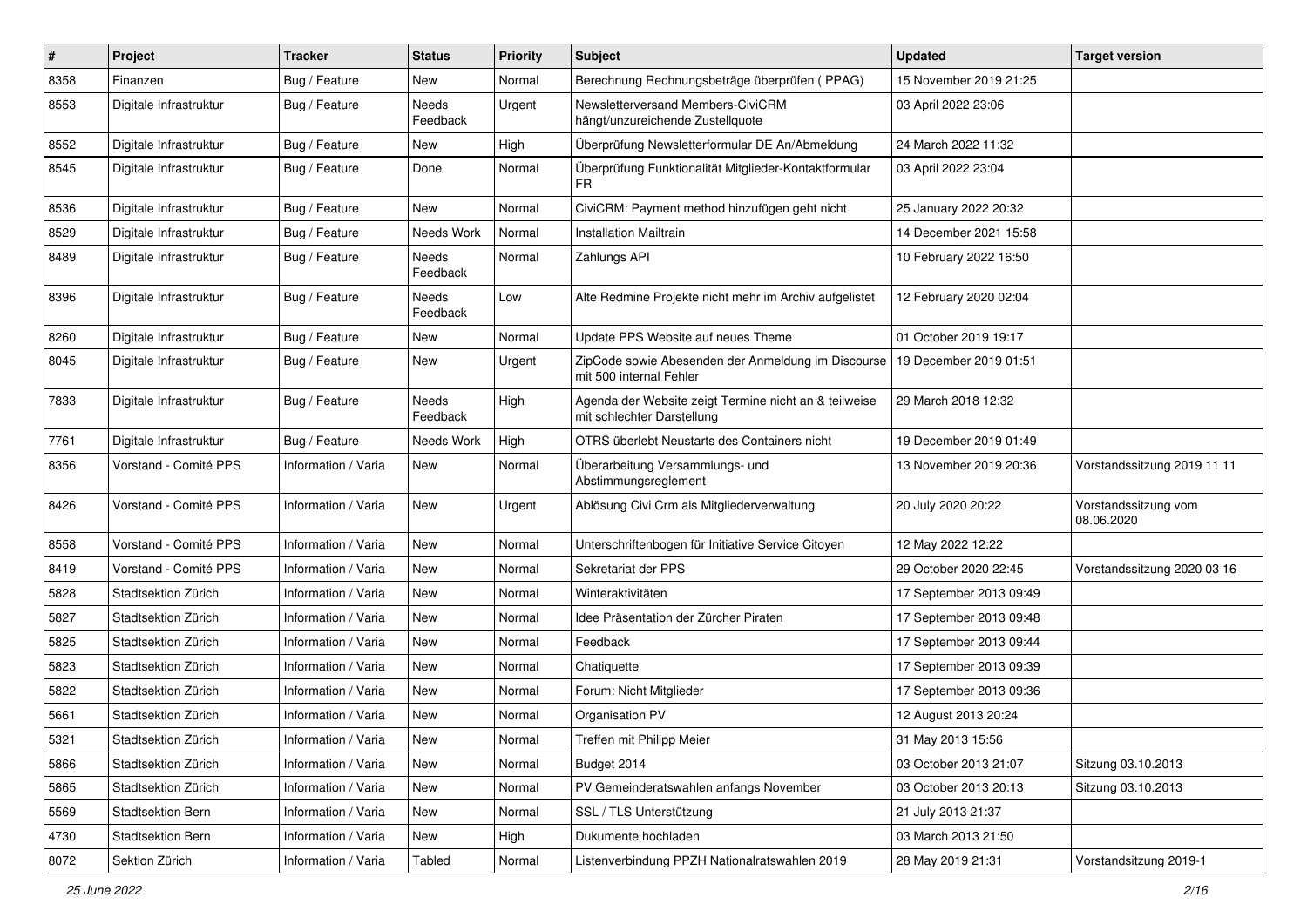| # | Project | Tracker | Status | Priority | Subject | Updated | Target version |
|---|---|---|---|---|---|---|---|
| 8358 | Finanzen | Bug / Feature | New | Normal | Berechnung Rechnungsbeträge überprüfen ( PPAG) | 15 November 2019 21:25 | |
| 8553 | Digitale Infrastruktur | Bug / Feature | Needs Feedback | Urgent | Newsletterversand Members-CiviCRM hängt/unzureichende Zustellquote | 03 April 2022 23:06 | |
| 8552 | Digitale Infrastruktur | Bug / Feature | New | High | Überprüfung Newsletterformular DE An/Abmeldung | 24 March 2022 11:32 | |
| 8545 | Digitale Infrastruktur | Bug / Feature | Done | Normal | Überprüfung Funktionalität Mitglieder-Kontaktformular FR | 03 April 2022 23:04 | |
| 8536 | Digitale Infrastruktur | Bug / Feature | New | Normal | CiviCRM: Payment method hinzufügen geht nicht | 25 January 2022 20:32 | |
| 8529 | Digitale Infrastruktur | Bug / Feature | Needs Work | Normal | Installation Mailtrain | 14 December 2021 15:58 | |
| 8489 | Digitale Infrastruktur | Bug / Feature | Needs Feedback | Normal | Zahlungs API | 10 February 2022 16:50 | |
| 8396 | Digitale Infrastruktur | Bug / Feature | Needs Feedback | Low | Alte Redmine Projekte nicht mehr im Archiv aufgelistet | 12 February 2020 02:04 | |
| 8260 | Digitale Infrastruktur | Bug / Feature | New | Normal | Update PPS Website auf neues Theme | 01 October 2019 19:17 | |
| 8045 | Digitale Infrastruktur | Bug / Feature | New | Urgent | ZipCode sowie Abesenden der Anmeldung im Discourse mit 500 internal Fehler | 19 December 2019 01:51 | |
| 7833 | Digitale Infrastruktur | Bug / Feature | Needs Feedback | High | Agenda der Website zeigt Termine nicht an & teilweise mit schlechter Darstellung | 29 March 2018 12:32 | |
| 7761 | Digitale Infrastruktur | Bug / Feature | Needs Work | High | OTRS überlebt Neustarts des Containers nicht | 19 December 2019 01:49 | |
| 8356 | Vorstand - Comité PPS | Information / Varia | New | Normal | Überarbeitung Versammlungs- und Abstimmungsreglement | 13 November 2019 20:36 | Vorstandssitzung 2019 11 11 |
| 8426 | Vorstand - Comité PPS | Information / Varia | New | Urgent | Ablösung Civi Crm als Mitgliederverwaltung | 20 July 2020 20:22 | Vorstandssitzung vom 08.06.2020 |
| 8558 | Vorstand - Comité PPS | Information / Varia | New | Normal | Unterschriftenbogen für Initiative Service Citoyen | 12 May 2022 12:22 | |
| 8419 | Vorstand - Comité PPS | Information / Varia | New | Normal | Sekretariat der PPS | 29 October 2020 22:45 | Vorstandssitzung 2020 03 16 |
| 5828 | Stadtsektion Zürich | Information / Varia | New | Normal | Winteraktivitäten | 17 September 2013 09:49 | |
| 5827 | Stadtsektion Zürich | Information / Varia | New | Normal | Idee Präsentation der Zürcher Piraten | 17 September 2013 09:48 | |
| 5825 | Stadtsektion Zürich | Information / Varia | New | Normal | Feedback | 17 September 2013 09:44 | |
| 5823 | Stadtsektion Zürich | Information / Varia | New | Normal | Chatiquette | 17 September 2013 09:39 | |
| 5822 | Stadtsektion Zürich | Information / Varia | New | Normal | Forum: Nicht Mitglieder | 17 September 2013 09:36 | |
| 5661 | Stadtsektion Zürich | Information / Varia | New | Normal | Organisation PV | 12 August 2013 20:24 | |
| 5321 | Stadtsektion Zürich | Information / Varia | New | Normal | Treffen mit Philipp Meier | 31 May 2013 15:56 | |
| 5866 | Stadtsektion Zürich | Information / Varia | New | Normal | Budget 2014 | 03 October 2013 21:07 | Sitzung 03.10.2013 |
| 5865 | Stadtsektion Zürich | Information / Varia | New | Normal | PV Gemeinderatswahlen anfangs November | 03 October 2013 20:13 | Sitzung 03.10.2013 |
| 5569 | Stadtsektion Bern | Information / Varia | New | Normal | SSL / TLS Unterstützung | 21 July 2013 21:37 | |
| 4730 | Stadtsektion Bern | Information / Varia | New | High | Dukumente hochladen | 03 March 2013 21:50 | |
| 8072 | Sektion Zürich | Information / Varia | Tabled | Normal | Listenverbindung PPZH Nationalratswahlen 2019 | 28 May 2019 21:31 | Vorstandsitzung 2019-1 |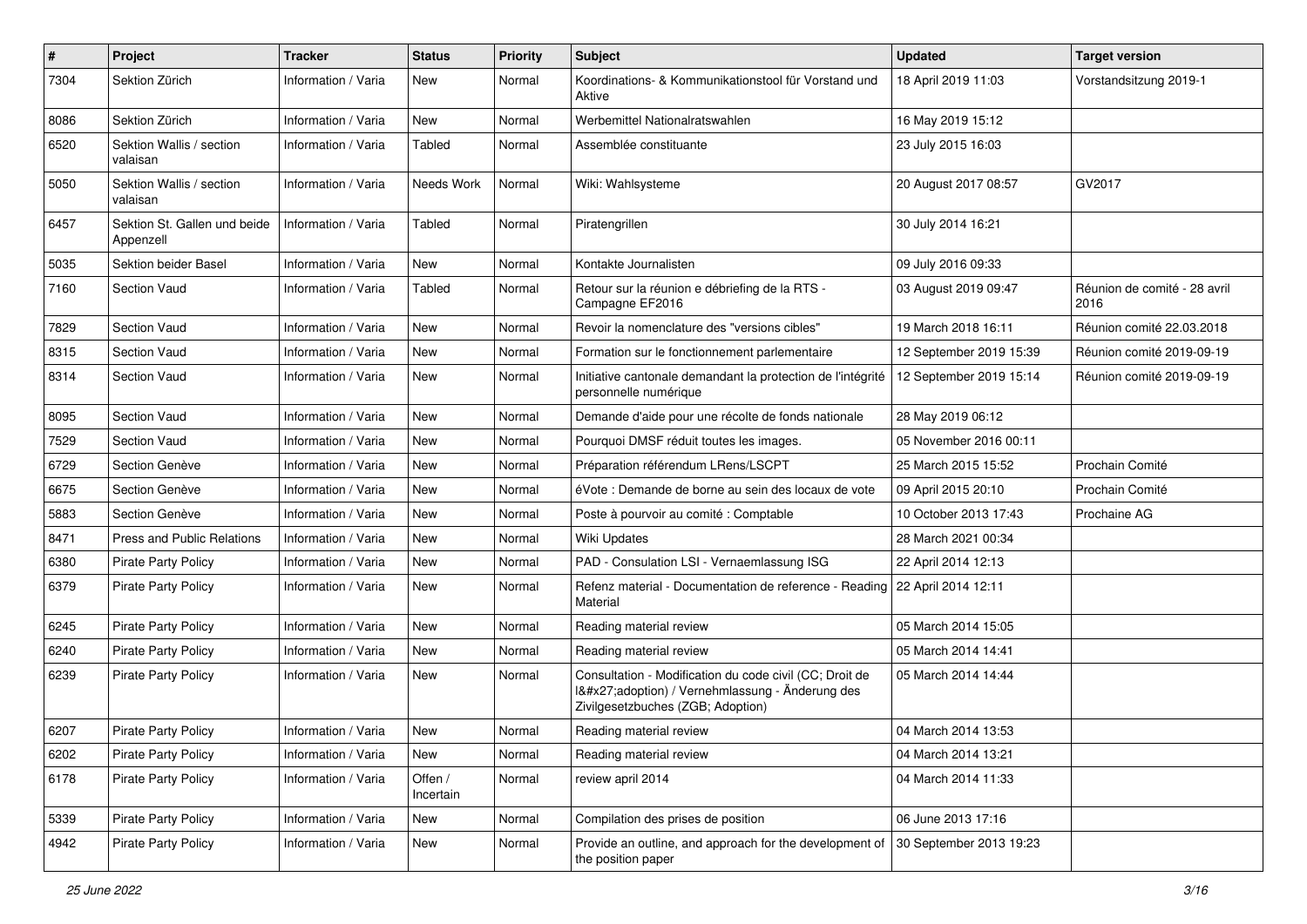| # | Project | Tracker | Status | Priority | Subject | Updated | Target version |
|---|---|---|---|---|---|---|---|
| 7304 | Sektion Zürich | Information / Varia | New | Normal | Koordinations- & Kommunikationstool für Vorstand und Aktive | 18 April 2019 11:03 | Vorstandsitzung 2019-1 |
| 8086 | Sektion Zürich | Information / Varia | New | Normal | Werbemittel Nationalratswahlen | 16 May 2019 15:12 | |
| 6520 | Sektion Wallis / section valaisan | Information / Varia | Tabled | Normal | Assemblée constituante | 23 July 2015 16:03 | |
| 5050 | Sektion Wallis / section valaisan | Information / Varia | Needs Work | Normal | Wiki: Wahlsysteme | 20 August 2017 08:57 | GV2017 |
| 6457 | Sektion St. Gallen und beide Appenzell | Information / Varia | Tabled | Normal | Piratengrillen | 30 July 2014 16:21 | |
| 5035 | Sektion beider Basel | Information / Varia | New | Normal | Kontakte Journalisten | 09 July 2016 09:33 | |
| 7160 | Section Vaud | Information / Varia | Tabled | Normal | Retour sur la réunion e débriefing de la RTS - Campagne EF2016 | 03 August 2019 09:47 | Réunion de comité - 28 avril 2016 |
| 7829 | Section Vaud | Information / Varia | New | Normal | Revoir la nomenclature des "versions cibles" | 19 March 2018 16:11 | Réunion comité 22.03.2018 |
| 8315 | Section Vaud | Information / Varia | New | Normal | Formation sur le fonctionnement parlementaire | 12 September 2019 15:39 | Réunion comité 2019-09-19 |
| 8314 | Section Vaud | Information / Varia | New | Normal | Initiative cantonale demandant la protection de l'intégrité personnelle numérique | 12 September 2019 15:14 | Réunion comité 2019-09-19 |
| 8095 | Section Vaud | Information / Varia | New | Normal | Demande d'aide pour une récolte de fonds nationale | 28 May 2019 06:12 | |
| 7529 | Section Vaud | Information / Varia | New | Normal | Pourquoi DMSF réduit toutes les images. | 05 November 2016 00:11 | |
| 6729 | Section Genève | Information / Varia | New | Normal | Préparation référendum LRens/LSCPT | 25 March 2015 15:52 | Prochain Comité |
| 6675 | Section Genève | Information / Varia | New | Normal | éVote : Demande de borne au sein des locaux de vote | 09 April 2015 20:10 | Prochain Comité |
| 5883 | Section Genève | Information / Varia | New | Normal | Poste à pourvoir au comité : Comptable | 10 October 2013 17:43 | Prochaine AG |
| 8471 | Press and Public Relations | Information / Varia | New | Normal | Wiki Updates | 28 March 2021 00:34 | |
| 6380 | Pirate Party Policy | Information / Varia | New | Normal | PAD - Consulation LSI - Vernaemlassung ISG | 22 April 2014 12:13 | |
| 6379 | Pirate Party Policy | Information / Varia | New | Normal | Refenz material - Documentation de reference - Reading Material | 22 April 2014 12:11 | |
| 6245 | Pirate Party Policy | Information / Varia | New | Normal | Reading material review | 05 March 2014 15:05 | |
| 6240 | Pirate Party Policy | Information / Varia | New | Normal | Reading material review | 05 March 2014 14:41 | |
| 6239 | Pirate Party Policy | Information / Varia | New | Normal | Consultation - Modification du code civil (CC; Droit de l&#x27;adoption) / Vernehmlassung - Änderung des Zivilgesetzbuches (ZGB; Adoption) | 05 March 2014 14:44 | |
| 6207 | Pirate Party Policy | Information / Varia | New | Normal | Reading material review | 04 March 2014 13:53 | |
| 6202 | Pirate Party Policy | Information / Varia | New | Normal | Reading material review | 04 March 2014 13:21 | |
| 6178 | Pirate Party Policy | Information / Varia | Offen / Incertain | Normal | review april 2014 | 04 March 2014 11:33 | |
| 5339 | Pirate Party Policy | Information / Varia | New | Normal | Compilation des prises de position | 06 June 2013 17:16 | |
| 4942 | Pirate Party Policy | Information / Varia | New | Normal | Provide an outline, and approach for the development of the position paper | 30 September 2013 19:23 | |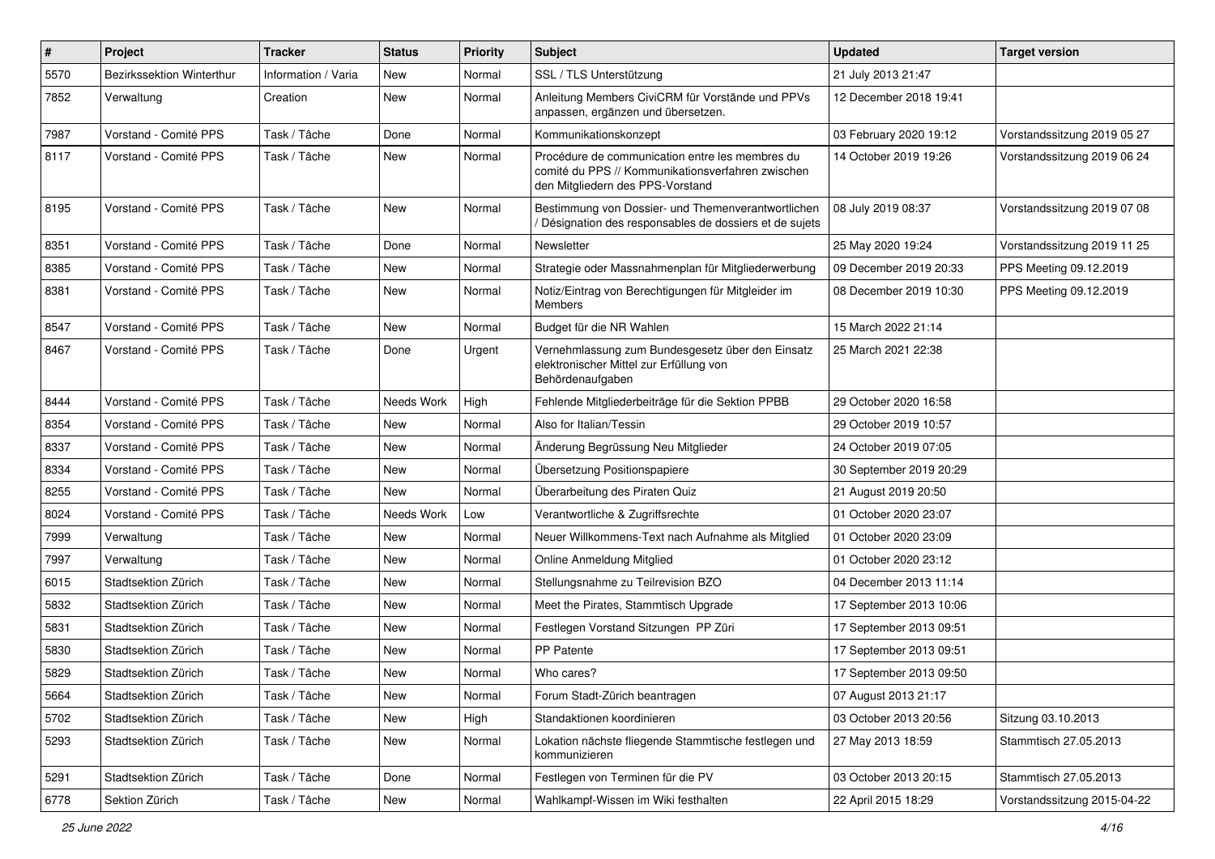| # | Project | Tracker | Status | Priority | Subject | Updated | Target version |
|---|---|---|---|---|---|---|---|
| 5570 | Bezirkssektion Winterthur | Information / Varia | New | Normal | SSL / TLS Unterstützung | 21 July 2013 21:47 | |
| 7852 | Verwaltung | Creation | New | Normal | Anleitung Members CiviCRM für Vorstände und PPVs anpassen, ergänzen und übersetzen. | 12 December 2018 19:41 | |
| 7987 | Vorstand - Comité PPS | Task / Tâche | Done | Normal | Kommunikationskonzept | 03 February 2020 19:12 | Vorstandssitzung 2019 05 27 |
| 8117 | Vorstand - Comité PPS | Task / Tâche | New | Normal | Procédure de communication entre les membres du comité du PPS // Kommunikationsverfahren zwischen den Mitgliedern des PPS-Vorstand | 14 October 2019 19:26 | Vorstandssitzung 2019 06 24 |
| 8195 | Vorstand - Comité PPS | Task / Tâche | New | Normal | Bestimmung von Dossier- und Themenverantwortlichen / Désignation des responsables de dossiers et de sujets | 08 July 2019 08:37 | Vorstandssitzung 2019 07 08 |
| 8351 | Vorstand - Comité PPS | Task / Tâche | Done | Normal | Newsletter | 25 May 2020 19:24 | Vorstandssitzung 2019 11 25 |
| 8385 | Vorstand - Comité PPS | Task / Tâche | New | Normal | Strategie oder Massnahmenplan für Mitgliederwerbung | 09 December 2019 20:33 | PPS Meeting 09.12.2019 |
| 8381 | Vorstand - Comité PPS | Task / Tâche | New | Normal | Notiz/Eintrag von Berechtigungen für Mitgleider im Members | 08 December 2019 10:30 | PPS Meeting 09.12.2019 |
| 8547 | Vorstand - Comité PPS | Task / Tâche | New | Normal | Budget für die NR Wahlen | 15 March 2022 21:14 | |
| 8467 | Vorstand - Comité PPS | Task / Tâche | Done | Urgent | Vernehmlassung zum Bundesgesetz über den Einsatz elektronischer Mittel zur Erfüllung von Behördenaufgaben | 25 March 2021 22:38 | |
| 8444 | Vorstand - Comité PPS | Task / Tâche | Needs Work | High | Fehlende Mitgliederbeiträge für die Sektion PPBB | 29 October 2020 16:58 | |
| 8354 | Vorstand - Comité PPS | Task / Tâche | New | Normal | Also for Italian/Tessin | 29 October 2019 10:57 | |
| 8337 | Vorstand - Comité PPS | Task / Tâche | New | Normal | Änderung Begrüssung Neu Mitglieder | 24 October 2019 07:05 | |
| 8334 | Vorstand - Comité PPS | Task / Tâche | New | Normal | Übersetzung Positionspapiere | 30 September 2019 20:29 | |
| 8255 | Vorstand - Comité PPS | Task / Tâche | New | Normal | Überarbeitung des Piraten Quiz | 21 August 2019 20:50 | |
| 8024 | Vorstand - Comité PPS | Task / Tâche | Needs Work | Low | Verantwortliche & Zugriffsrechte | 01 October 2020 23:07 | |
| 7999 | Verwaltung | Task / Tâche | New | Normal | Neuer Willkommens-Text nach Aufnahme als Mitglied | 01 October 2020 23:09 | |
| 7997 | Verwaltung | Task / Tâche | New | Normal | Online Anmeldung Mitglied | 01 October 2020 23:12 | |
| 6015 | Stadtsektion Zürich | Task / Tâche | New | Normal | Stellungsnahme zu Teilrevision BZO | 04 December 2013 11:14 | |
| 5832 | Stadtsektion Zürich | Task / Tâche | New | Normal | Meet the Pirates, Stammtisch Upgrade | 17 September 2013 10:06 | |
| 5831 | Stadtsektion Zürich | Task / Tâche | New | Normal | Festlegen Vorstand Sitzungen PP Züri | 17 September 2013 09:51 | |
| 5830 | Stadtsektion Zürich | Task / Tâche | New | Normal | PP Patente | 17 September 2013 09:51 | |
| 5829 | Stadtsektion Zürich | Task / Tâche | New | Normal | Who cares? | 17 September 2013 09:50 | |
| 5664 | Stadtsektion Zürich | Task / Tâche | New | Normal | Forum Stadt-Zürich beantragen | 07 August 2013 21:17 | |
| 5702 | Stadtsektion Zürich | Task / Tâche | New | High | Standaktionen koordinieren | 03 October 2013 20:56 | Sitzung 03.10.2013 |
| 5293 | Stadtsektion Zürich | Task / Tâche | New | Normal | Lokation nächste fliegende Stammtische festlegen und kommunizieren | 27 May 2013 18:59 | Stammtisch 27.05.2013 |
| 5291 | Stadtsektion Zürich | Task / Tâche | Done | Normal | Festlegen von Terminen für die PV | 03 October 2013 20:15 | Stammtisch 27.05.2013 |
| 6778 | Sektion Zürich | Task / Tâche | New | Normal | Wahlkampf-Wissen im Wiki festhalten | 22 April 2015 18:29 | Vorstandssitzung 2015-04-22 |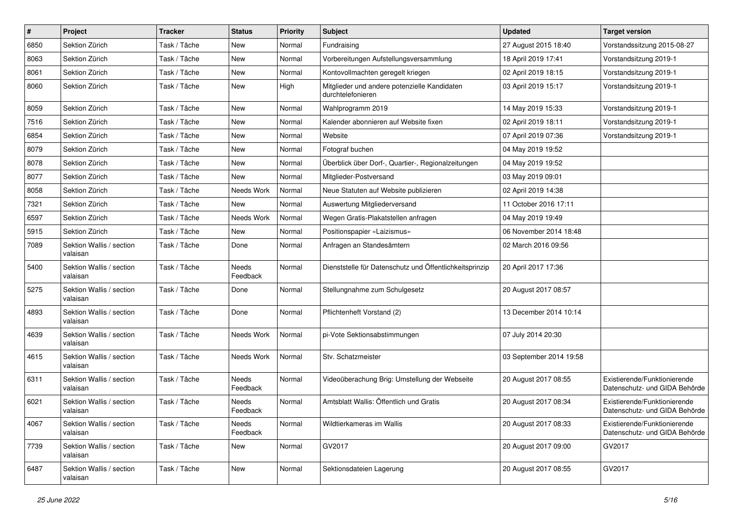| # | Project | Tracker | Status | Priority | Subject | Updated | Target version |
|---|---|---|---|---|---|---|---|
| 6850 | Sektion Zürich | Task / Tâche | New | Normal | Fundraising | 27 August 2015 18:40 | Vorstandssitzung 2015-08-27 |
| 8063 | Sektion Zürich | Task / Tâche | New | Normal | Vorbereitungen Aufstellungsversammlung | 18 April 2019 17:41 | Vorstandsitzung 2019-1 |
| 8061 | Sektion Zürich | Task / Tâche | New | Normal | Kontovollmachten geregelt kriegen | 02 April 2019 18:15 | Vorstandsitzung 2019-1 |
| 8060 | Sektion Zürich | Task / Tâche | New | High | Mitglieder und andere potenzielle Kandidaten durchtelefonieren | 03 April 2019 15:17 | Vorstandsitzung 2019-1 |
| 8059 | Sektion Zürich | Task / Tâche | New | Normal | Wahlprogramm 2019 | 14 May 2019 15:33 | Vorstandsitzung 2019-1 |
| 7516 | Sektion Zürich | Task / Tâche | New | Normal | Kalender abonnieren auf Website fixen | 02 April 2019 18:11 | Vorstandsitzung 2019-1 |
| 6854 | Sektion Zürich | Task / Tâche | New | Normal | Website | 07 April 2019 07:36 | Vorstandsitzung 2019-1 |
| 8079 | Sektion Zürich | Task / Tâche | New | Normal | Fotograf buchen | 04 May 2019 19:52 | |
| 8078 | Sektion Zürich | Task / Tâche | New | Normal | Überblick über Dorf-, Quartier-, Regionalzeitungen | 04 May 2019 19:52 | |
| 8077 | Sektion Zürich | Task / Tâche | New | Normal | Mitglieder-Postversand | 03 May 2019 09:01 | |
| 8058 | Sektion Zürich | Task / Tâche | Needs Work | Normal | Neue Statuten auf Website publizieren | 02 April 2019 14:38 | |
| 7321 | Sektion Zürich | Task / Tâche | New | Normal | Auswertung Mitgliederversand | 11 October 2016 17:11 | |
| 6597 | Sektion Zürich | Task / Tâche | Needs Work | Normal | Wegen Gratis-Plakatstellen anfragen | 04 May 2019 19:49 | |
| 5915 | Sektion Zürich | Task / Tâche | New | Normal | Positionspapier «Laizismus» | 06 November 2014 18:48 | |
| 7089 | Sektion Wallis / section valaisan | Task / Tâche | Done | Normal | Anfragen an Standesämtern | 02 March 2016 09:56 | |
| 5400 | Sektion Wallis / section valaisan | Task / Tâche | Needs Feedback | Normal | Dienststelle für Datenschutz und Öffentlichkeitsprinzip | 20 April 2017 17:36 | |
| 5275 | Sektion Wallis / section valaisan | Task / Tâche | Done | Normal | Stellungnahme zum Schulgesetz | 20 August 2017 08:57 | |
| 4893 | Sektion Wallis / section valaisan | Task / Tâche | Done | Normal | Pflichtenheft Vorstand (2) | 13 December 2014 10:14 | |
| 4639 | Sektion Wallis / section valaisan | Task / Tâche | Needs Work | Normal | pi-Vote Sektionsabstimmungen | 07 July 2014 20:30 | |
| 4615 | Sektion Wallis / section valaisan | Task / Tâche | Needs Work | Normal | Stv. Schatzmeister | 03 September 2014 19:58 | |
| 6311 | Sektion Wallis / section valaisan | Task / Tâche | Needs Feedback | Normal | Videoüberachung Brig: Umstellung der Webseite | 20 August 2017 08:55 | Existierende/Funktionierende Datenschutz- und GIDA Behörde |
| 6021 | Sektion Wallis / section valaisan | Task / Tâche | Needs Feedback | Normal | Amtsblatt Wallis: Öffentlich und Gratis | 20 August 2017 08:34 | Existierende/Funktionierende Datenschutz- und GIDA Behörde |
| 4067 | Sektion Wallis / section valaisan | Task / Tâche | Needs Feedback | Normal | Wildtierkameras im Wallis | 20 August 2017 08:33 | Existierende/Funktionierende Datenschutz- und GIDA Behörde |
| 7739 | Sektion Wallis / section valaisan | Task / Tâche | New | Normal | GV2017 | 20 August 2017 09:00 | GV2017 |
| 6487 | Sektion Wallis / section valaisan | Task / Tâche | New | Normal | Sektionsdateien Lagerung | 20 August 2017 08:55 | GV2017 |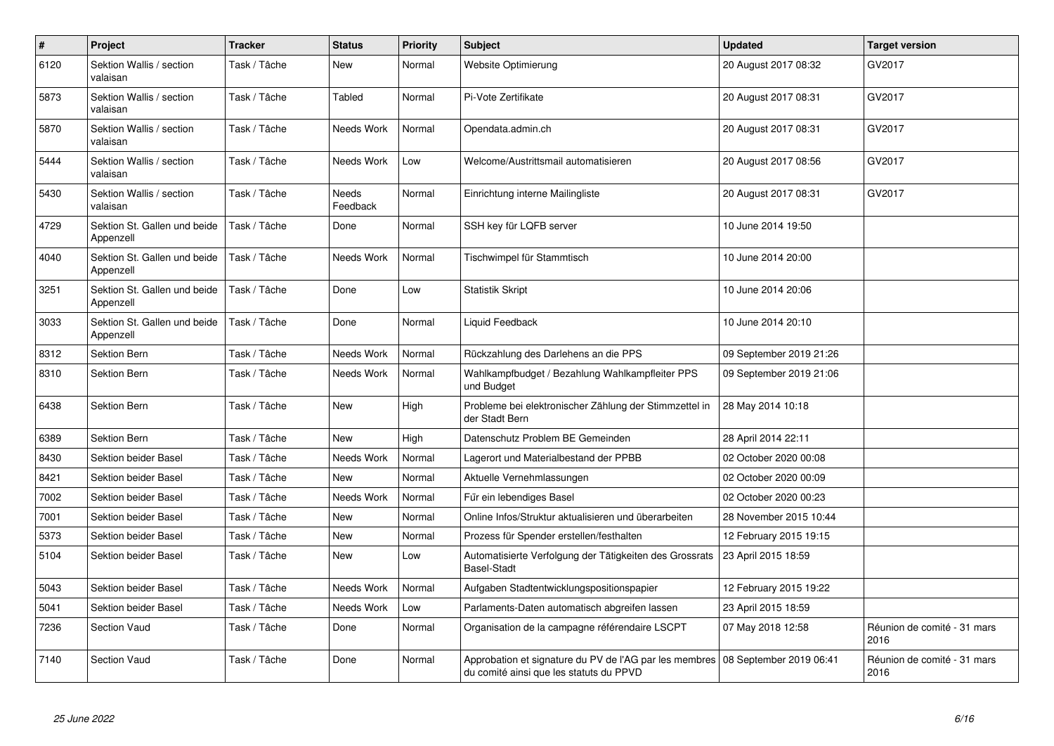| # | Project | Tracker | Status | Priority | Subject | Updated | Target version |
|---|---|---|---|---|---|---|---|
| 6120 | Sektion Wallis / section valaisan | Task / Tâche | New | Normal | Website Optimierung | 20 August 2017 08:32 | GV2017 |
| 5873 | Sektion Wallis / section valaisan | Task / Tâche | Tabled | Normal | Pi-Vote Zertifikate | 20 August 2017 08:31 | GV2017 |
| 5870 | Sektion Wallis / section valaisan | Task / Tâche | Needs Work | Normal | Opendata.admin.ch | 20 August 2017 08:31 | GV2017 |
| 5444 | Sektion Wallis / section valaisan | Task / Tâche | Needs Work | Low | Welcome/Austrittsmail automatisieren | 20 August 2017 08:56 | GV2017 |
| 5430 | Sektion Wallis / section valaisan | Task / Tâche | Needs Feedback | Normal | Einrichtung interne Mailingliste | 20 August 2017 08:31 | GV2017 |
| 4729 | Sektion St. Gallen und beide Appenzell | Task / Tâche | Done | Normal | SSH key für LQFB server | 10 June 2014 19:50 | |
| 4040 | Sektion St. Gallen und beide Appenzell | Task / Tâche | Needs Work | Normal | Tischwimpel für Stammtisch | 10 June 2014 20:00 | |
| 3251 | Sektion St. Gallen und beide Appenzell | Task / Tâche | Done | Low | Statistik Skript | 10 June 2014 20:06 | |
| 3033 | Sektion St. Gallen und beide Appenzell | Task / Tâche | Done | Normal | Liquid Feedback | 10 June 2014 20:10 | |
| 8312 | Sektion Bern | Task / Tâche | Needs Work | Normal | Rückzahlung des Darlehens an die PPS | 09 September 2019 21:26 | |
| 8310 | Sektion Bern | Task / Tâche | Needs Work | Normal | Wahlkampfbudget / Bezahlung Wahlkampfleiter PPS und Budget | 09 September 2019 21:06 | |
| 6438 | Sektion Bern | Task / Tâche | New | High | Probleme bei elektronischer Zählung der Stimmzettel in der Stadt Bern | 28 May 2014 10:18 | |
| 6389 | Sektion Bern | Task / Tâche | New | High | Datenschutz Problem BE Gemeinden | 28 April 2014 22:11 | |
| 8430 | Sektion beider Basel | Task / Tâche | Needs Work | Normal | Lagerort und Materialbestand der PPBB | 02 October 2020 00:08 | |
| 8421 | Sektion beider Basel | Task / Tâche | New | Normal | Aktuelle Vernehmlassungen | 02 October 2020 00:09 | |
| 7002 | Sektion beider Basel | Task / Tâche | Needs Work | Normal | Für ein lebendiges Basel | 02 October 2020 00:23 | |
| 7001 | Sektion beider Basel | Task / Tâche | New | Normal | Online Infos/Struktur aktualisieren und überarbeiten | 28 November 2015 10:44 | |
| 5373 | Sektion beider Basel | Task / Tâche | New | Normal | Prozess für Spender erstellen/festhalten | 12 February 2015 19:15 | |
| 5104 | Sektion beider Basel | Task / Tâche | New | Low | Automatisierte Verfolgung der Tätigkeiten des Grossrats Basel-Stadt | 23 April 2015 18:59 | |
| 5043 | Sektion beider Basel | Task / Tâche | Needs Work | Normal | Aufgaben Stadtentwicklungspositionspapier | 12 February 2015 19:22 | |
| 5041 | Sektion beider Basel | Task / Tâche | Needs Work | Low | Parlaments-Daten automatisch abgreifen lassen | 23 April 2015 18:59 | |
| 7236 | Section Vaud | Task / Tâche | Done | Normal | Organisation de la campagne référendaire LSCPT | 07 May 2018 12:58 | Réunion de comité - 31 mars 2016 |
| 7140 | Section Vaud | Task / Tâche | Done | Normal | Approbation et signature du PV de l'AG par les membres du comité ainsi que les statuts du PPVD | 08 September 2019 06:41 | Réunion de comité - 31 mars 2016 |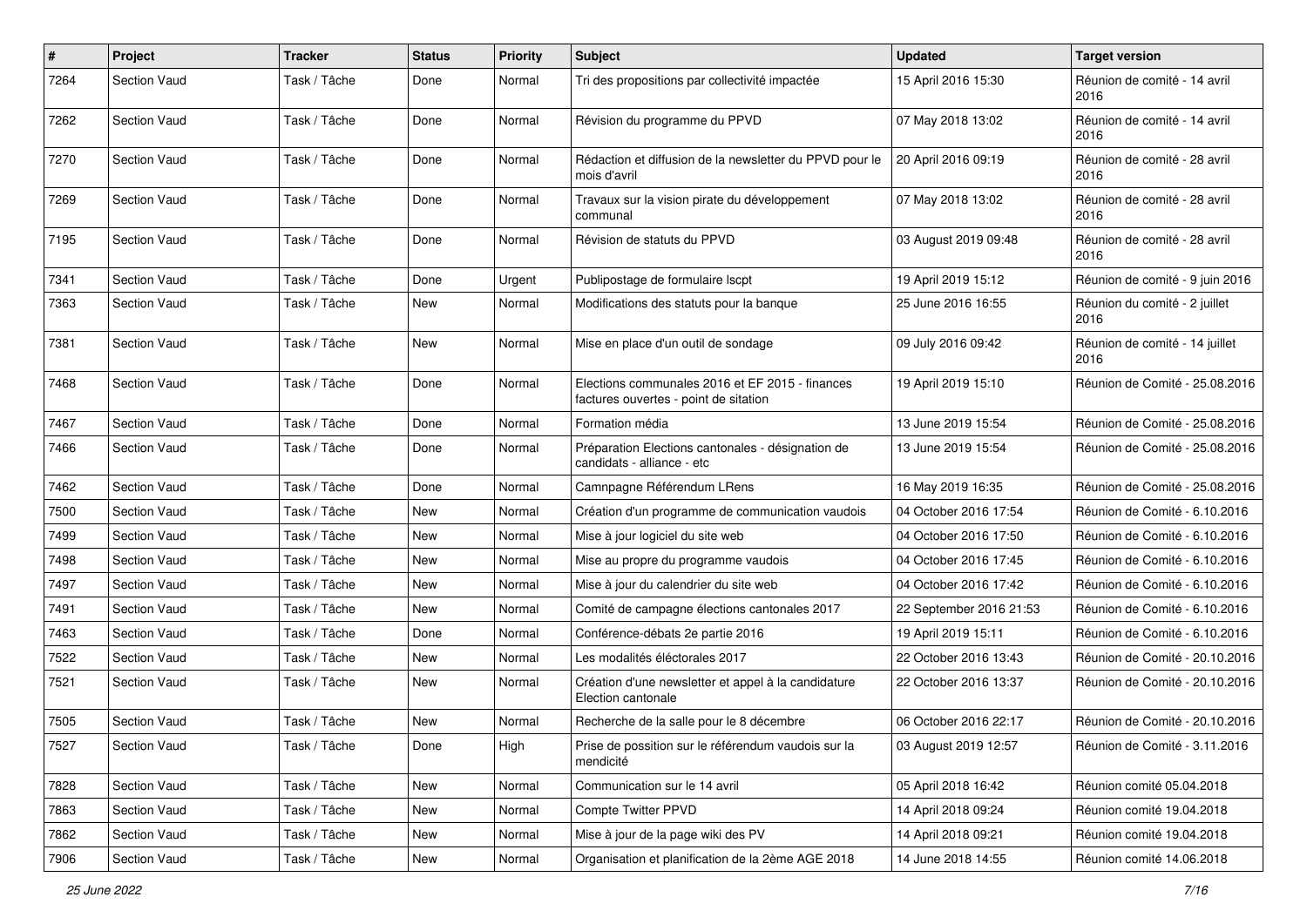| # | Project | Tracker | Status | Priority | Subject | Updated | Target version |
|---|---|---|---|---|---|---|---|
| 7264 | Section Vaud | Task / Tâche | Done | Normal | Tri des propositions par collectivité impactée | 15 April 2016 15:30 | Réunion de comité - 14 avril 2016 |
| 7262 | Section Vaud | Task / Tâche | Done | Normal | Révision du programme du PPVD | 07 May 2018 13:02 | Réunion de comité - 14 avril 2016 |
| 7270 | Section Vaud | Task / Tâche | Done | Normal | Rédaction et diffusion de la newsletter du PPVD pour le mois d'avril | 20 April 2016 09:19 | Réunion de comité - 28 avril 2016 |
| 7269 | Section Vaud | Task / Tâche | Done | Normal | Travaux sur la vision pirate du développement communal | 07 May 2018 13:02 | Réunion de comité - 28 avril 2016 |
| 7195 | Section Vaud | Task / Tâche | Done | Normal | Révision de statuts du PPVD | 03 August 2019 09:48 | Réunion de comité - 28 avril 2016 |
| 7341 | Section Vaud | Task / Tâche | Done | Urgent | Publipostage de formulaire lscpt | 19 April 2019 15:12 | Réunion de comité - 9 juin 2016 |
| 7363 | Section Vaud | Task / Tâche | New | Normal | Modifications des statuts pour la banque | 25 June 2016 16:55 | Réunion du comité - 2 juillet 2016 |
| 7381 | Section Vaud | Task / Tâche | New | Normal | Mise en place d'un outil de sondage | 09 July 2016 09:42 | Réunion de comité - 14 juillet 2016 |
| 7468 | Section Vaud | Task / Tâche | Done | Normal | Elections communales 2016 et EF 2015 - finances factures ouvertes - point de sitation | 19 April 2019 15:10 | Réunion de Comité - 25.08.2016 |
| 7467 | Section Vaud | Task / Tâche | Done | Normal | Formation média | 13 June 2019 15:54 | Réunion de Comité - 25.08.2016 |
| 7466 | Section Vaud | Task / Tâche | Done | Normal | Préparation Elections cantonales - désignation de candidats - alliance - etc | 13 June 2019 15:54 | Réunion de Comité - 25.08.2016 |
| 7462 | Section Vaud | Task / Tâche | Done | Normal | Camnpagne Référendum LRens | 16 May 2019 16:35 | Réunion de Comité - 25.08.2016 |
| 7500 | Section Vaud | Task / Tâche | New | Normal | Création d'un programme de communication vaudois | 04 October 2016 17:54 | Réunion de Comité - 6.10.2016 |
| 7499 | Section Vaud | Task / Tâche | New | Normal | Mise à jour logiciel du site web | 04 October 2016 17:50 | Réunion de Comité - 6.10.2016 |
| 7498 | Section Vaud | Task / Tâche | New | Normal | Mise au propre du programme vaudois | 04 October 2016 17:45 | Réunion de Comité - 6.10.2016 |
| 7497 | Section Vaud | Task / Tâche | New | Normal | Mise à jour du calendrier du site web | 04 October 2016 17:42 | Réunion de Comité - 6.10.2016 |
| 7491 | Section Vaud | Task / Tâche | New | Normal | Comité de campagne élections cantonales 2017 | 22 September 2016 21:53 | Réunion de Comité - 6.10.2016 |
| 7463 | Section Vaud | Task / Tâche | Done | Normal | Conférence-débats 2e partie 2016 | 19 April 2019 15:11 | Réunion de Comité - 6.10.2016 |
| 7522 | Section Vaud | Task / Tâche | New | Normal | Les modalités éléctorales 2017 | 22 October 2016 13:43 | Réunion de Comité - 20.10.2016 |
| 7521 | Section Vaud | Task / Tâche | New | Normal | Création d'une newsletter et appel à la candidature Election cantonale | 22 October 2016 13:37 | Réunion de Comité - 20.10.2016 |
| 7505 | Section Vaud | Task / Tâche | New | Normal | Recherche de la salle pour le 8 décembre | 06 October 2016 22:17 | Réunion de Comité - 20.10.2016 |
| 7527 | Section Vaud | Task / Tâche | Done | High | Prise de possition sur le référendum vaudois sur la mendicité | 03 August 2019 12:57 | Réunion de Comité - 3.11.2016 |
| 7828 | Section Vaud | Task / Tâche | New | Normal | Communication sur le 14 avril | 05 April 2018 16:42 | Réunion comité 05.04.2018 |
| 7863 | Section Vaud | Task / Tâche | New | Normal | Compte Twitter PPVD | 14 April 2018 09:24 | Réunion comité 19.04.2018 |
| 7862 | Section Vaud | Task / Tâche | New | Normal | Mise à jour de la page wiki des PV | 14 April 2018 09:21 | Réunion comité 19.04.2018 |
| 7906 | Section Vaud | Task / Tâche | New | Normal | Organisation et planification de la 2ème AGE 2018 | 14 June 2018 14:55 | Réunion comité 14.06.2018 |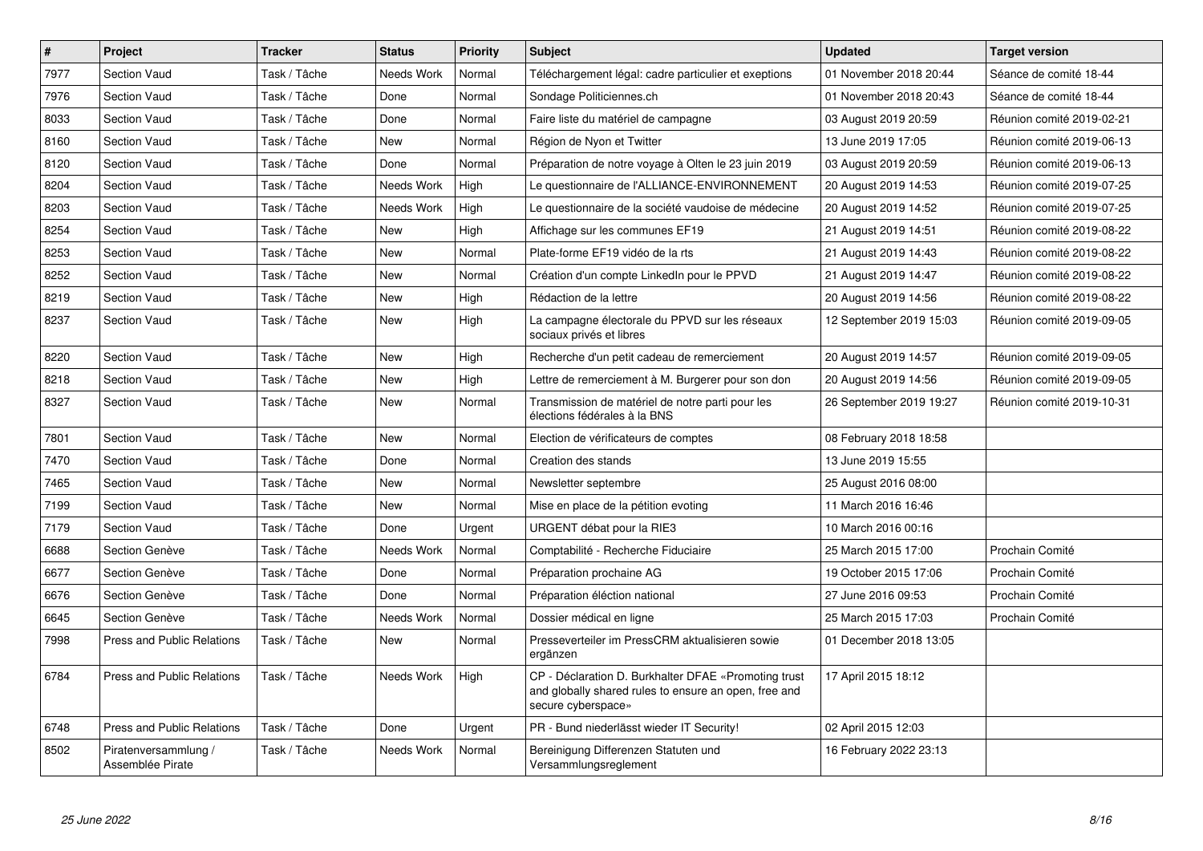| # | Project | Tracker | Status | Priority | Subject | Updated | Target version |
|---|---|---|---|---|---|---|---|
| 7977 | Section Vaud | Task / Tâche | Needs Work | Normal | Téléchargement légal: cadre particulier et exeptions | 01 November 2018 20:44 | Séance de comité 18-44 |
| 7976 | Section Vaud | Task / Tâche | Done | Normal | Sondage Politiciennes.ch | 01 November 2018 20:43 | Séance de comité 18-44 |
| 8033 | Section Vaud | Task / Tâche | Done | Normal | Faire liste du matériel de campagne | 03 August 2019 20:59 | Réunion comité 2019-02-21 |
| 8160 | Section Vaud | Task / Tâche | New | Normal | Région de Nyon et Twitter | 13 June 2019 17:05 | Réunion comité 2019-06-13 |
| 8120 | Section Vaud | Task / Tâche | Done | Normal | Préparation de notre voyage à Olten le 23 juin 2019 | 03 August 2019 20:59 | Réunion comité 2019-06-13 |
| 8204 | Section Vaud | Task / Tâche | Needs Work | High | Le questionnaire de l'ALLIANCE-ENVIRONNEMENT | 20 August 2019 14:53 | Réunion comité 2019-07-25 |
| 8203 | Section Vaud | Task / Tâche | Needs Work | High | Le questionnaire de la société vaudoise de médecine | 20 August 2019 14:52 | Réunion comité 2019-07-25 |
| 8254 | Section Vaud | Task / Tâche | New | High | Affichage sur les communes EF19 | 21 August 2019 14:51 | Réunion comité 2019-08-22 |
| 8253 | Section Vaud | Task / Tâche | New | Normal | Plate-forme EF19 vidéo de la rts | 21 August 2019 14:43 | Réunion comité 2019-08-22 |
| 8252 | Section Vaud | Task / Tâche | New | Normal | Création d'un compte LinkedIn pour le PPVD | 21 August 2019 14:47 | Réunion comité 2019-08-22 |
| 8219 | Section Vaud | Task / Tâche | New | High | Rédaction de la lettre | 20 August 2019 14:56 | Réunion comité 2019-08-22 |
| 8237 | Section Vaud | Task / Tâche | New | High | La campagne électorale du PPVD sur les réseaux sociaux privés et libres | 12 September 2019 15:03 | Réunion comité 2019-09-05 |
| 8220 | Section Vaud | Task / Tâche | New | High | Recherche d'un petit cadeau de remerciement | 20 August 2019 14:57 | Réunion comité 2019-09-05 |
| 8218 | Section Vaud | Task / Tâche | New | High | Lettre de remerciement à M. Burgerer pour son don | 20 August 2019 14:56 | Réunion comité 2019-09-05 |
| 8327 | Section Vaud | Task / Tâche | New | Normal | Transmission de matériel de notre parti pour les élections fédérales à la BNS | 26 September 2019 19:27 | Réunion comité 2019-10-31 |
| 7801 | Section Vaud | Task / Tâche | New | Normal | Election de vérificateurs de comptes | 08 February 2018 18:58 | |
| 7470 | Section Vaud | Task / Tâche | Done | Normal | Creation des stands | 13 June 2019 15:55 | |
| 7465 | Section Vaud | Task / Tâche | New | Normal | Newsletter septembre | 25 August 2016 08:00 | |
| 7199 | Section Vaud | Task / Tâche | New | Normal | Mise en place de la pétition evoting | 11 March 2016 16:46 | |
| 7179 | Section Vaud | Task / Tâche | Done | Urgent | URGENT débat pour la RIE3 | 10 March 2016 00:16 | |
| 6688 | Section Genève | Task / Tâche | Needs Work | Normal | Comptabilité - Recherche Fiduciaire | 25 March 2015 17:00 | Prochain Comité |
| 6677 | Section Genève | Task / Tâche | Done | Normal | Préparation prochaine AG | 19 October 2015 17:06 | Prochain Comité |
| 6676 | Section Genève | Task / Tâche | Done | Normal | Préparation éléction national | 27 June 2016 09:53 | Prochain Comité |
| 6645 | Section Genève | Task / Tâche | Needs Work | Normal | Dossier médical en ligne | 25 March 2015 17:03 | Prochain Comité |
| 7998 | Press and Public Relations | Task / Tâche | New | Normal | Presseverteiler im PressCRM aktualisieren sowie ergänzen | 01 December 2018 13:05 | |
| 6784 | Press and Public Relations | Task / Tâche | Needs Work | High | CP - Déclaration D. Burkhalter DFAE «Promoting trust and globally shared rules to ensure an open, free and secure cyberspace» | 17 April 2015 18:12 | |
| 6748 | Press and Public Relations | Task / Tâche | Done | Urgent | PR - Bund niederlässt wieder IT Security! | 02 April 2015 12:03 | |
| 8502 | Piratenversammlung / Assemblée Pirate | Task / Tâche | Needs Work | Normal | Bereinigung Differenzen Statuten und Versammlungsreglement | 16 February 2022 23:13 | |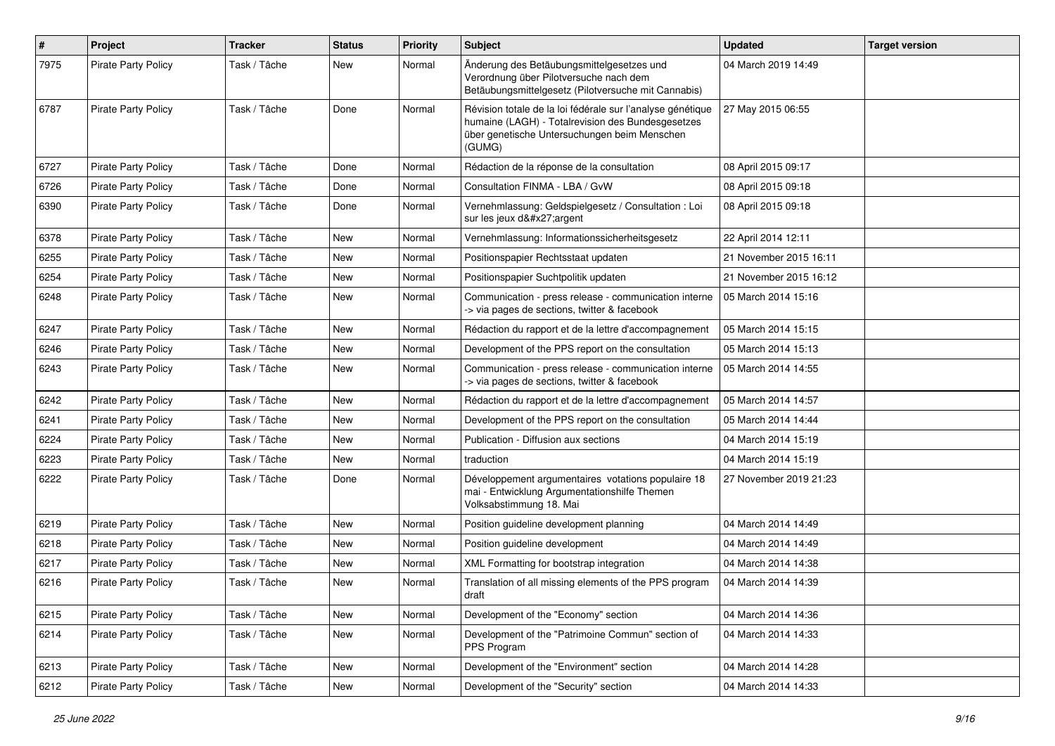| # | Project | Tracker | Status | Priority | Subject | Updated | Target version |
|---|---|---|---|---|---|---|---|
| 7975 | Pirate Party Policy | Task / Tâche | New | Normal | Änderung des Betäubungsmittelgesetzes und Verordnung über Pilotversuche nach dem Betäubungsmittelgesetz (Pilotversuche mit Cannabis) | 04 March 2019 14:49 | |
| 6787 | Pirate Party Policy | Task / Tâche | Done | Normal | Révision totale de la loi fédérale sur l'analyse génétique humaine (LAGH) - Totalrevision des Bundesgesetzes über genetische Untersuchungen beim Menschen (GUMG) | 27 May 2015 06:55 | |
| 6727 | Pirate Party Policy | Task / Tâche | Done | Normal | Rédaction de la réponse de la consultation | 08 April 2015 09:17 | |
| 6726 | Pirate Party Policy | Task / Tâche | Done | Normal | Consultation FINMA - LBA / GvW | 08 April 2015 09:18 | |
| 6390 | Pirate Party Policy | Task / Tâche | Done | Normal | Vernehmlassung: Geldspielgesetz / Consultation : Loi sur les jeux d&#x27;argent | 08 April 2015 09:18 | |
| 6378 | Pirate Party Policy | Task / Tâche | New | Normal | Vernehmlassung: Informationssicherheitsgesetz | 22 April 2014 12:11 | |
| 6255 | Pirate Party Policy | Task / Tâche | New | Normal | Positionspapier Rechtsstaat updaten | 21 November 2015 16:11 | |
| 6254 | Pirate Party Policy | Task / Tâche | New | Normal | Positionspapier Suchtpolitik updaten | 21 November 2015 16:12 | |
| 6248 | Pirate Party Policy | Task / Tâche | New | Normal | Communication - press release - communication interne -> via pages de sections, twitter & facebook | 05 March 2014 15:16 | |
| 6247 | Pirate Party Policy | Task / Tâche | New | Normal | Rédaction du rapport et de la lettre d'accompagnement | 05 March 2014 15:15 | |
| 6246 | Pirate Party Policy | Task / Tâche | New | Normal | Development of the PPS report on the consultation | 05 March 2014 15:13 | |
| 6243 | Pirate Party Policy | Task / Tâche | New | Normal | Communication - press release - communication interne -> via pages de sections, twitter & facebook | 05 March 2014 14:55 | |
| 6242 | Pirate Party Policy | Task / Tâche | New | Normal | Rédaction du rapport et de la lettre d'accompagnement | 05 March 2014 14:57 | |
| 6241 | Pirate Party Policy | Task / Tâche | New | Normal | Development of the PPS report on the consultation | 05 March 2014 14:44 | |
| 6224 | Pirate Party Policy | Task / Tâche | New | Normal | Publication - Diffusion aux sections | 04 March 2014 15:19 | |
| 6223 | Pirate Party Policy | Task / Tâche | New | Normal | traduction | 04 March 2014 15:19 | |
| 6222 | Pirate Party Policy | Task / Tâche | Done | Normal | Développement argumentaires votations populaire 18 mai - Entwicklung Argumentationshilfe Themen Volksabstimmung 18. Mai | 27 November 2019 21:23 | |
| 6219 | Pirate Party Policy | Task / Tâche | New | Normal | Position guideline development planning | 04 March 2014 14:49 | |
| 6218 | Pirate Party Policy | Task / Tâche | New | Normal | Position guideline development | 04 March 2014 14:49 | |
| 6217 | Pirate Party Policy | Task / Tâche | New | Normal | XML Formatting for bootstrap integration | 04 March 2014 14:38 | |
| 6216 | Pirate Party Policy | Task / Tâche | New | Normal | Translation of all missing elements of the PPS program draft | 04 March 2014 14:39 | |
| 6215 | Pirate Party Policy | Task / Tâche | New | Normal | Development of the "Economy" section | 04 March 2014 14:36 | |
| 6214 | Pirate Party Policy | Task / Tâche | New | Normal | Development of the "Patrimoine Commun" section of PPS Program | 04 March 2014 14:33 | |
| 6213 | Pirate Party Policy | Task / Tâche | New | Normal | Development of the "Environment" section | 04 March 2014 14:28 | |
| 6212 | Pirate Party Policy | Task / Tâche | New | Normal | Development of the "Security" section | 04 March 2014 14:33 | |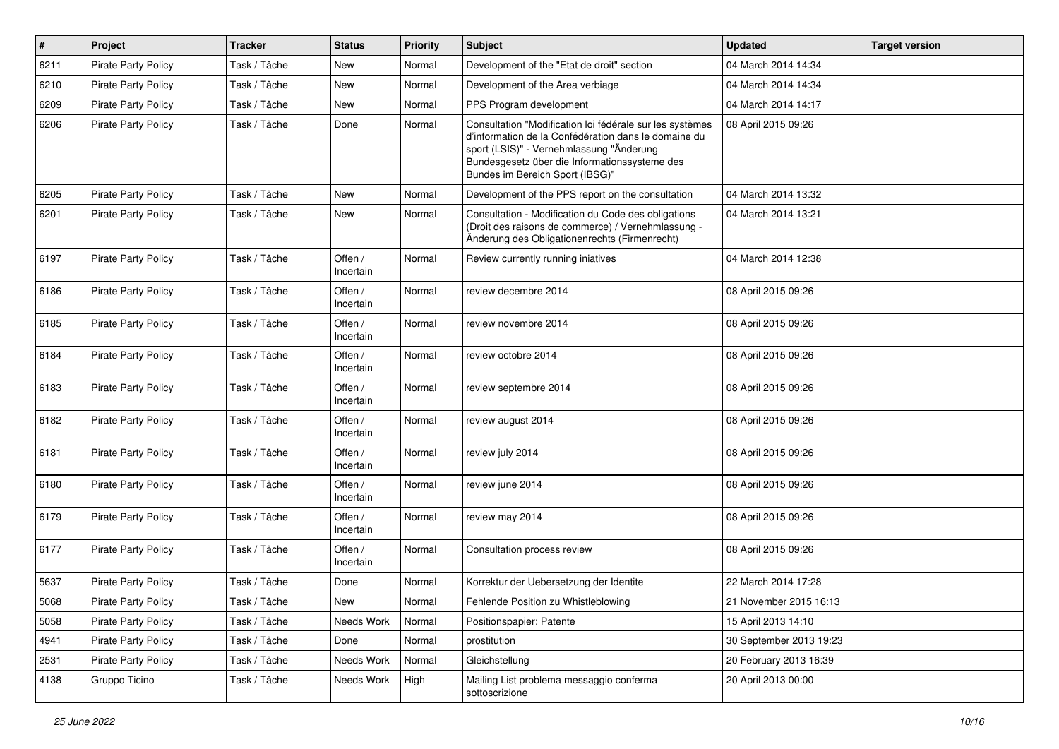| # | Project | Tracker | Status | Priority | Subject | Updated | Target version |
|---|---|---|---|---|---|---|---|
| 6211 | Pirate Party Policy | Task / Tâche | New | Normal | Development of the "Etat de droit" section | 04 March 2014 14:34 | |
| 6210 | Pirate Party Policy | Task / Tâche | New | Normal | Development of the Area verbiage | 04 March 2014 14:34 | |
| 6209 | Pirate Party Policy | Task / Tâche | New | Normal | PPS Program development | 04 March 2014 14:17 | |
| 6206 | Pirate Party Policy | Task / Tâche | Done | Normal | Consultation "Modification loi fédérale sur les systèmes d'information de la Confédération dans le domaine du sport (LSIS)" - Vernehmlassung "Änderung Bundesgesetz über die Informationssysteme des Bundes im Bereich Sport (IBSG)" | 08 April 2015 09:26 | |
| 6205 | Pirate Party Policy | Task / Tâche | New | Normal | Development of the PPS report on the consultation | 04 March 2014 13:32 | |
| 6201 | Pirate Party Policy | Task / Tâche | New | Normal | Consultation - Modification du Code des obligations (Droit des raisons de commerce) / Vernehmlassung - Änderung des Obligationenrechts (Firmenrecht) | 04 March 2014 13:21 | |
| 6197 | Pirate Party Policy | Task / Tâche | Offen / Incertain | Normal | Review currently running iniatives | 04 March 2014 12:38 | |
| 6186 | Pirate Party Policy | Task / Tâche | Offen / Incertain | Normal | review decembre 2014 | 08 April 2015 09:26 | |
| 6185 | Pirate Party Policy | Task / Tâche | Offen / Incertain | Normal | review novembre 2014 | 08 April 2015 09:26 | |
| 6184 | Pirate Party Policy | Task / Tâche | Offen / Incertain | Normal | review octobre 2014 | 08 April 2015 09:26 | |
| 6183 | Pirate Party Policy | Task / Tâche | Offen / Incertain | Normal | review septembre 2014 | 08 April 2015 09:26 | |
| 6182 | Pirate Party Policy | Task / Tâche | Offen / Incertain | Normal | review august 2014 | 08 April 2015 09:26 | |
| 6181 | Pirate Party Policy | Task / Tâche | Offen / Incertain | Normal | review july 2014 | 08 April 2015 09:26 | |
| 6180 | Pirate Party Policy | Task / Tâche | Offen / Incertain | Normal | review june 2014 | 08 April 2015 09:26 | |
| 6179 | Pirate Party Policy | Task / Tâche | Offen / Incertain | Normal | review may 2014 | 08 April 2015 09:26 | |
| 6177 | Pirate Party Policy | Task / Tâche | Offen / Incertain | Normal | Consultation process review | 08 April 2015 09:26 | |
| 5637 | Pirate Party Policy | Task / Tâche | Done | Normal | Korrektur der Uebersetzung der Identite | 22 March 2014 17:28 | |
| 5068 | Pirate Party Policy | Task / Tâche | New | Normal | Fehlende Position zu Whistleblowing | 21 November 2015 16:13 | |
| 5058 | Pirate Party Policy | Task / Tâche | Needs Work | Normal | Positionspapier: Patente | 15 April 2013 14:10 | |
| 4941 | Pirate Party Policy | Task / Tâche | Done | Normal | prostitution | 30 September 2013 19:23 | |
| 2531 | Pirate Party Policy | Task / Tâche | Needs Work | Normal | Gleichstellung | 20 February 2013 16:39 | |
| 4138 | Gruppo Ticino | Task / Tâche | Needs Work | High | Mailing List problema messaggio conferma sottoscrizione | 20 April 2013 00:00 | |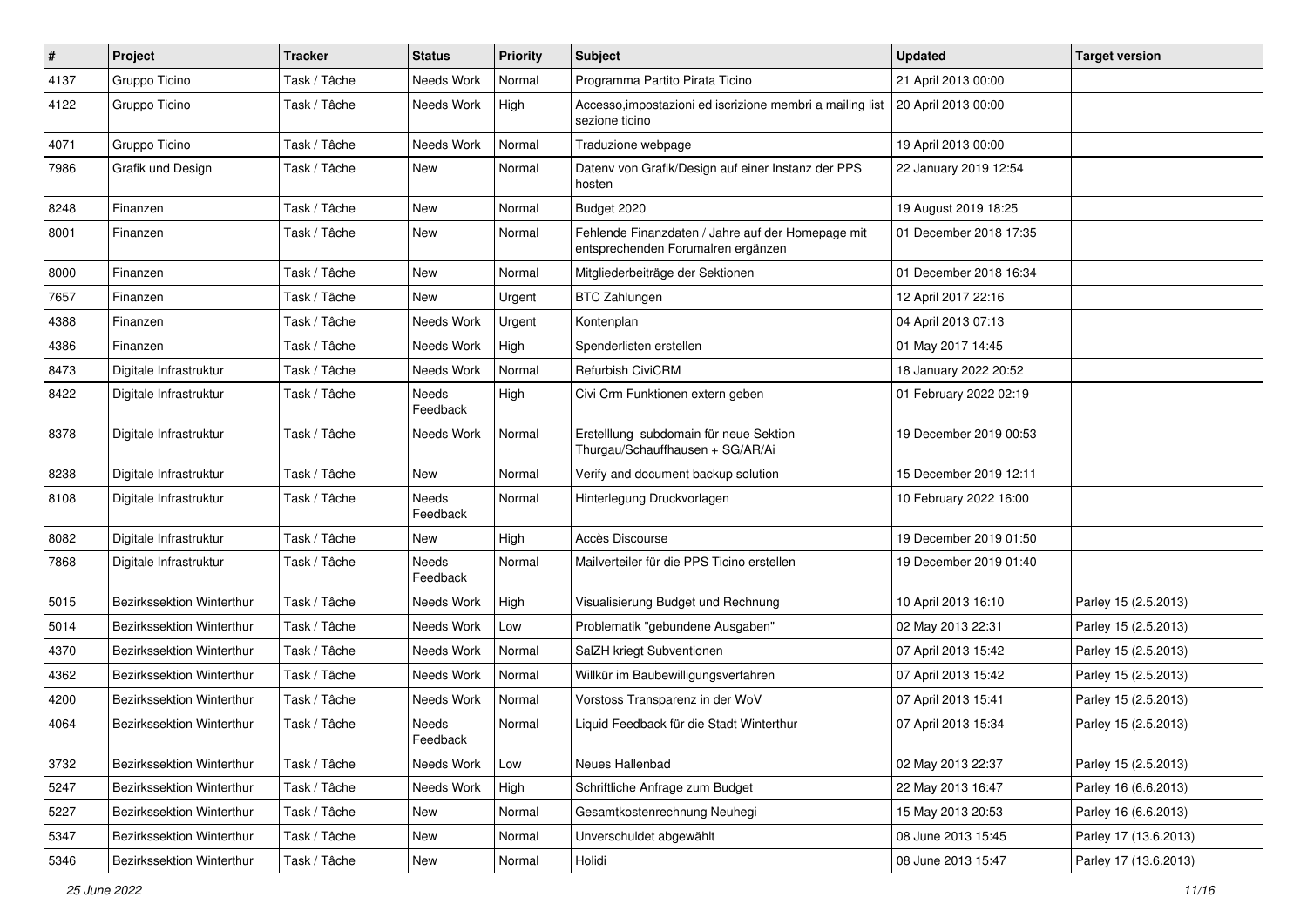| # | Project | Tracker | Status | Priority | Subject | Updated | Target version |
|---|---|---|---|---|---|---|---|
| 4137 | Gruppo Ticino | Task / Tâche | Needs Work | Normal | Programma Partito Pirata Ticino | 21 April 2013 00:00 | |
| 4122 | Gruppo Ticino | Task / Tâche | Needs Work | High | Accesso,impostazioni ed iscrizione membri a mailing list sezione ticino | 20 April 2013 00:00 | |
| 4071 | Gruppo Ticino | Task / Tâche | Needs Work | Normal | Traduzione webpage | 19 April 2013 00:00 | |
| 7986 | Grafik und Design | Task / Tâche | New | Normal | Datenv von Grafik/Design auf einer Instanz der PPS hosten | 22 January 2019 12:54 | |
| 8248 | Finanzen | Task / Tâche | New | Normal | Budget 2020 | 19 August 2019 18:25 | |
| 8001 | Finanzen | Task / Tâche | New | Normal | Fehlende Finanzdaten / Jahre auf der Homepage mit entsprechenden Forumalren ergänzen | 01 December 2018 17:35 | |
| 8000 | Finanzen | Task / Tâche | New | Normal | Mitgliederbeiträge der Sektionen | 01 December 2018 16:34 | |
| 7657 | Finanzen | Task / Tâche | New | Urgent | BTC Zahlungen | 12 April 2017 22:16 | |
| 4388 | Finanzen | Task / Tâche | Needs Work | Urgent | Kontenplan | 04 April 2013 07:13 | |
| 4386 | Finanzen | Task / Tâche | Needs Work | High | Spenderlisten erstellen | 01 May 2017 14:45 | |
| 8473 | Digitale Infrastruktur | Task / Tâche | Needs Work | Normal | Refurbish CiviCRM | 18 January 2022 20:52 | |
| 8422 | Digitale Infrastruktur | Task / Tâche | Needs Feedback | High | Civi Crm Funktionen extern geben | 01 February 2022 02:19 | |
| 8378 | Digitale Infrastruktur | Task / Tâche | Needs Work | Normal | Erstelllung subdomain für neue Sektion Thurgau/Schauffhausen + SG/AR/Ai | 19 December 2019 00:53 | |
| 8238 | Digitale Infrastruktur | Task / Tâche | New | Normal | Verify and document backup solution | 15 December 2019 12:11 | |
| 8108 | Digitale Infrastruktur | Task / Tâche | Needs Feedback | Normal | Hinterlegung Druckvorlagen | 10 February 2022 16:00 | |
| 8082 | Digitale Infrastruktur | Task / Tâche | New | High | Accès Discourse | 19 December 2019 01:50 | |
| 7868 | Digitale Infrastruktur | Task / Tâche | Needs Feedback | Normal | Mailverteiler für die PPS Ticino erstellen | 19 December 2019 01:40 | |
| 5015 | Bezirkssektion Winterthur | Task / Tâche | Needs Work | High | Visualisierung Budget und Rechnung | 10 April 2013 16:10 | Parley 15 (2.5.2013) |
| 5014 | Bezirkssektion Winterthur | Task / Tâche | Needs Work | Low | Problematik "gebundene Ausgaben" | 02 May 2013 22:31 | Parley 15 (2.5.2013) |
| 4370 | Bezirkssektion Winterthur | Task / Tâche | Needs Work | Normal | SalZH kriegt Subventionen | 07 April 2013 15:42 | Parley 15 (2.5.2013) |
| 4362 | Bezirkssektion Winterthur | Task / Tâche | Needs Work | Normal | Willkür im Baubewilligungsverfahren | 07 April 2013 15:42 | Parley 15 (2.5.2013) |
| 4200 | Bezirkssektion Winterthur | Task / Tâche | Needs Work | Normal | Vorstoss Transparenz in der WoV | 07 April 2013 15:41 | Parley 15 (2.5.2013) |
| 4064 | Bezirkssektion Winterthur | Task / Tâche | Needs Feedback | Normal | Liquid Feedback für die Stadt Winterthur | 07 April 2013 15:34 | Parley 15 (2.5.2013) |
| 3732 | Bezirkssektion Winterthur | Task / Tâche | Needs Work | Low | Neues Hallenbad | 02 May 2013 22:37 | Parley 15 (2.5.2013) |
| 5247 | Bezirkssektion Winterthur | Task / Tâche | Needs Work | High | Schriftliche Anfrage zum Budget | 22 May 2013 16:47 | Parley 16 (6.6.2013) |
| 5227 | Bezirkssektion Winterthur | Task / Tâche | New | Normal | Gesamtkostenrechnung Neuhegi | 15 May 2013 20:53 | Parley 16 (6.6.2013) |
| 5347 | Bezirkssektion Winterthur | Task / Tâche | New | Normal | Unverschuldet abgewählt | 08 June 2013 15:45 | Parley 17 (13.6.2013) |
| 5346 | Bezirkssektion Winterthur | Task / Tâche | New | Normal | Holidi | 08 June 2013 15:47 | Parley 17 (13.6.2013) |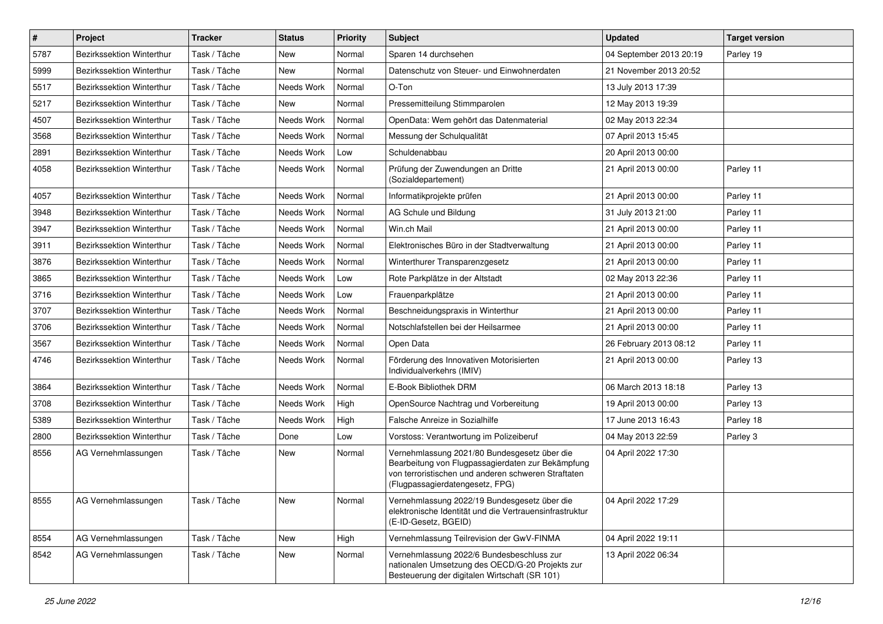| # | Project | Tracker | Status | Priority | Subject | Updated | Target version |
|---|---|---|---|---|---|---|---|
| 5787 | Bezirkssektion Winterthur | Task / Tâche | New | Normal | Sparen 14 durchsehen | 04 September 2013 20:19 | Parley 19 |
| 5999 | Bezirkssektion Winterthur | Task / Tâche | New | Normal | Datenschutz von Steuer- und Einwohnerdaten | 21 November 2013 20:52 | |
| 5517 | Bezirkssektion Winterthur | Task / Tâche | Needs Work | Normal | O-Ton | 13 July 2013 17:39 | |
| 5217 | Bezirkssektion Winterthur | Task / Tâche | New | Normal | Pressemitteilung Stimmparolen | 12 May 2013 19:39 | |
| 4507 | Bezirkssektion Winterthur | Task / Tâche | Needs Work | Normal | OpenData: Wem gehört das Datenmaterial | 02 May 2013 22:34 | |
| 3568 | Bezirkssektion Winterthur | Task / Tâche | Needs Work | Normal | Messung der Schulqualität | 07 April 2013 15:45 | |
| 2891 | Bezirkssektion Winterthur | Task / Tâche | Needs Work | Low | Schuldenabbau | 20 April 2013 00:00 | |
| 4058 | Bezirkssektion Winterthur | Task / Tâche | Needs Work | Normal | Prüfung der Zuwendungen an Dritte (Sozialdepartement) | 21 April 2013 00:00 | Parley 11 |
| 4057 | Bezirkssektion Winterthur | Task / Tâche | Needs Work | Normal | Informatikprojekte prüfen | 21 April 2013 00:00 | Parley 11 |
| 3948 | Bezirkssektion Winterthur | Task / Tâche | Needs Work | Normal | AG Schule und Bildung | 31 July 2013 21:00 | Parley 11 |
| 3947 | Bezirkssektion Winterthur | Task / Tâche | Needs Work | Normal | Win.ch Mail | 21 April 2013 00:00 | Parley 11 |
| 3911 | Bezirkssektion Winterthur | Task / Tâche | Needs Work | Normal | Elektronisches Büro in der Stadtverwaltung | 21 April 2013 00:00 | Parley 11 |
| 3876 | Bezirkssektion Winterthur | Task / Tâche | Needs Work | Normal | Winterthurer Transparenzgesetz | 21 April 2013 00:00 | Parley 11 |
| 3865 | Bezirkssektion Winterthur | Task / Tâche | Needs Work | Low | Rote Parkplätze in der Altstadt | 02 May 2013 22:36 | Parley 11 |
| 3716 | Bezirkssektion Winterthur | Task / Tâche | Needs Work | Low | Frauenparkplätze | 21 April 2013 00:00 | Parley 11 |
| 3707 | Bezirkssektion Winterthur | Task / Tâche | Needs Work | Normal | Beschneidungspraxis in Winterthur | 21 April 2013 00:00 | Parley 11 |
| 3706 | Bezirkssektion Winterthur | Task / Tâche | Needs Work | Normal | Notschlafstellen bei der Heilsarmee | 21 April 2013 00:00 | Parley 11 |
| 3567 | Bezirkssektion Winterthur | Task / Tâche | Needs Work | Normal | Open Data | 26 February 2013 08:12 | Parley 11 |
| 4746 | Bezirkssektion Winterthur | Task / Tâche | Needs Work | Normal | Förderung des Innovativen Motorisierten Individualverkehrs (IMIV) | 21 April 2013 00:00 | Parley 13 |
| 3864 | Bezirkssektion Winterthur | Task / Tâche | Needs Work | Normal | E-Book Bibliothek DRM | 06 March 2013 18:18 | Parley 13 |
| 3708 | Bezirkssektion Winterthur | Task / Tâche | Needs Work | High | OpenSource Nachtrag und Vorbereitung | 19 April 2013 00:00 | Parley 13 |
| 5389 | Bezirkssektion Winterthur | Task / Tâche | Needs Work | High | Falsche Anreize in Sozialhilfe | 17 June 2013 16:43 | Parley 18 |
| 2800 | Bezirkssektion Winterthur | Task / Tâche | Done | Low | Vorstoss: Verantwortung im Polizeiberuf | 04 May 2013 22:59 | Parley 3 |
| 8556 | AG Vernehmlassungen | Task / Tâche | New | Normal | Vernehmlassung 2021/80 Bundesgesetz über die Bearbeitung von Flugpassagierdaten zur Bekämpfung von terroristischen und anderen schweren Straftaten (Flugpassagierdatengesetz, FPG) | 04 April 2022 17:30 | |
| 8555 | AG Vernehmlassungen | Task / Tâche | New | Normal | Vernehmlassung 2022/19 Bundesgesetz über die elektronische Identität und die Vertrauensinfrastruktur (E-ID-Gesetz, BGEID) | 04 April 2022 17:29 | |
| 8554 | AG Vernehmlassungen | Task / Tâche | New | High | Vernehmlassung Teilrevision der GwV-FINMA | 04 April 2022 19:11 | |
| 8542 | AG Vernehmlassungen | Task / Tâche | New | Normal | Vernehmlassung 2022/6 Bundesbeschluss zur nationalen Umsetzung des OECD/G-20 Projekts zur Besteuerung der digitalen Wirtschaft (SR 101) | 13 April 2022 06:34 | |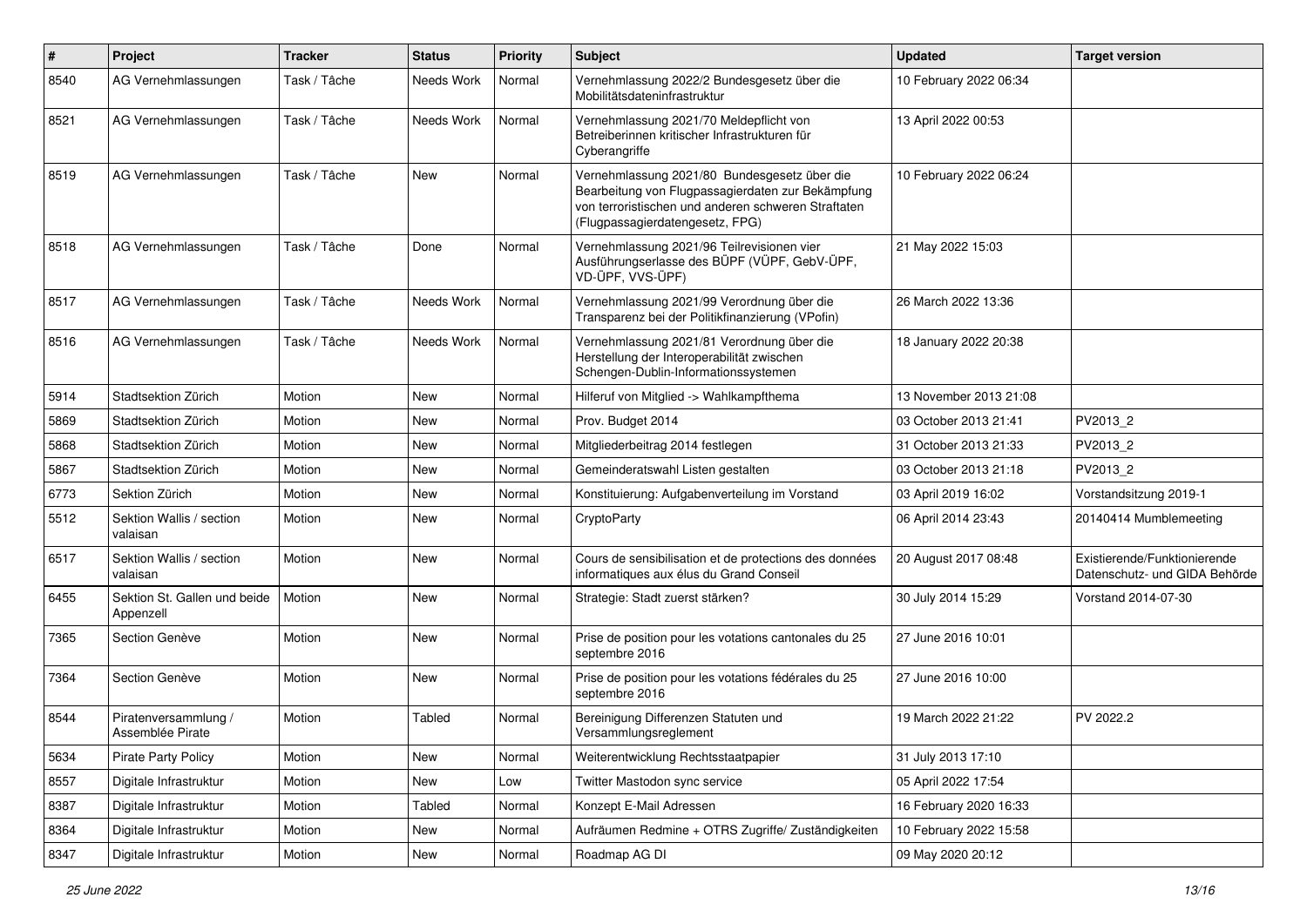| # | Project | Tracker | Status | Priority | Subject | Updated | Target version |
|---|---|---|---|---|---|---|---|
| 8540 | AG Vernehmlassungen | Task / Tâche | Needs Work | Normal | Vernehmlassung 2022/2 Bundesgesetz über die Mobilitätsdateninfrastruktur | 10 February 2022 06:34 | |
| 8521 | AG Vernehmlassungen | Task / Tâche | Needs Work | Normal | Vernehmlassung 2021/70 Meldepflicht von Betreiberinnen kritischer Infrastrukturen für Cyberangriffe | 13 April 2022 00:53 | |
| 8519 | AG Vernehmlassungen | Task / Tâche | New | Normal | Vernehmlassung 2021/80 Bundesgesetz über die Bearbeitung von Flugpassagierdaten zur Bekämpfung von terroristischen und anderen schweren Straftaten (Flugpassagierdatengesetz, FPG) | 10 February 2022 06:24 | |
| 8518 | AG Vernehmlassungen | Task / Tâche | Done | Normal | Vernehmlassung 2021/96 Teilrevisionen vier Ausführungserlasse des BÜPF (VÜPF, GebV-ÜPF, VD-ÜPF, VVS-ÜPF) | 21 May 2022 15:03 | |
| 8517 | AG Vernehmlassungen | Task / Tâche | Needs Work | Normal | Vernehmlassung 2021/99 Verordnung über die Transparenz bei der Politikfinanzierung (VPofin) | 26 March 2022 13:36 | |
| 8516 | AG Vernehmlassungen | Task / Tâche | Needs Work | Normal | Vernehmlassung 2021/81 Verordnung über die Herstellung der Interoperabilität zwischen Schengen-Dublin-Informationssystemen | 18 January 2022 20:38 | |
| 5914 | Stadtsektion Zürich | Motion | New | Normal | Hilferuf von Mitglied -> Wahlkampfthema | 13 November 2013 21:08 | |
| 5869 | Stadtsektion Zürich | Motion | New | Normal | Prov. Budget 2014 | 03 October 2013 21:41 | PV2013_2 |
| 5868 | Stadtsektion Zürich | Motion | New | Normal | Mitgliederbeitrag 2014 festlegen | 31 October 2013 21:33 | PV2013_2 |
| 5867 | Stadtsektion Zürich | Motion | New | Normal | Gemeinderatswahl Listen gestalten | 03 October 2013 21:18 | PV2013_2 |
| 6773 | Sektion Zürich | Motion | New | Normal | Konstituierung: Aufgabenverteilung im Vorstand | 03 April 2019 16:02 | Vorstandsitzung 2019-1 |
| 5512 | Sektion Wallis / section valaisan | Motion | New | Normal | CryptoParty | 06 April 2014 23:43 | 20140414 Mumblemeeting |
| 6517 | Sektion Wallis / section valaisan | Motion | New | Normal | Cours de sensibilisation et de protections des données informatiques aux élus du Grand Conseil | 20 August 2017 08:48 | Existierende/Funktionierende Datenschutz- und GIDA Behörde |
| 6455 | Sektion St. Gallen und beide Appenzell | Motion | New | Normal | Strategie: Stadt zuerst stärken? | 30 July 2014 15:29 | Vorstand 2014-07-30 |
| 7365 | Section Genève | Motion | New | Normal | Prise de position pour les votations cantonales du 25 septembre 2016 | 27 June 2016 10:01 | |
| 7364 | Section Genève | Motion | New | Normal | Prise de position pour les votations fédérales du 25 septembre 2016 | 27 June 2016 10:00 | |
| 8544 | Piratenversammlung / Assemblée Pirate | Motion | Tabled | Normal | Bereinigung Differenzen Statuten und Versammlungsreglement | 19 March 2022 21:22 | PV 2022.2 |
| 5634 | Pirate Party Policy | Motion | New | Normal | Weiterentwicklung Rechtsstaatpapier | 31 July 2013 17:10 | |
| 8557 | Digitale Infrastruktur | Motion | New | Low | Twitter Mastodon sync service | 05 April 2022 17:54 | |
| 8387 | Digitale Infrastruktur | Motion | Tabled | Normal | Konzept E-Mail Adressen | 16 February 2020 16:33 | |
| 8364 | Digitale Infrastruktur | Motion | New | Normal | Aufräumen Redmine + OTRS Zugriffe/ Zuständigkeiten | 10 February 2022 15:58 | |
| 8347 | Digitale Infrastruktur | Motion | New | Normal | Roadmap AG DI | 09 May 2020 20:12 | |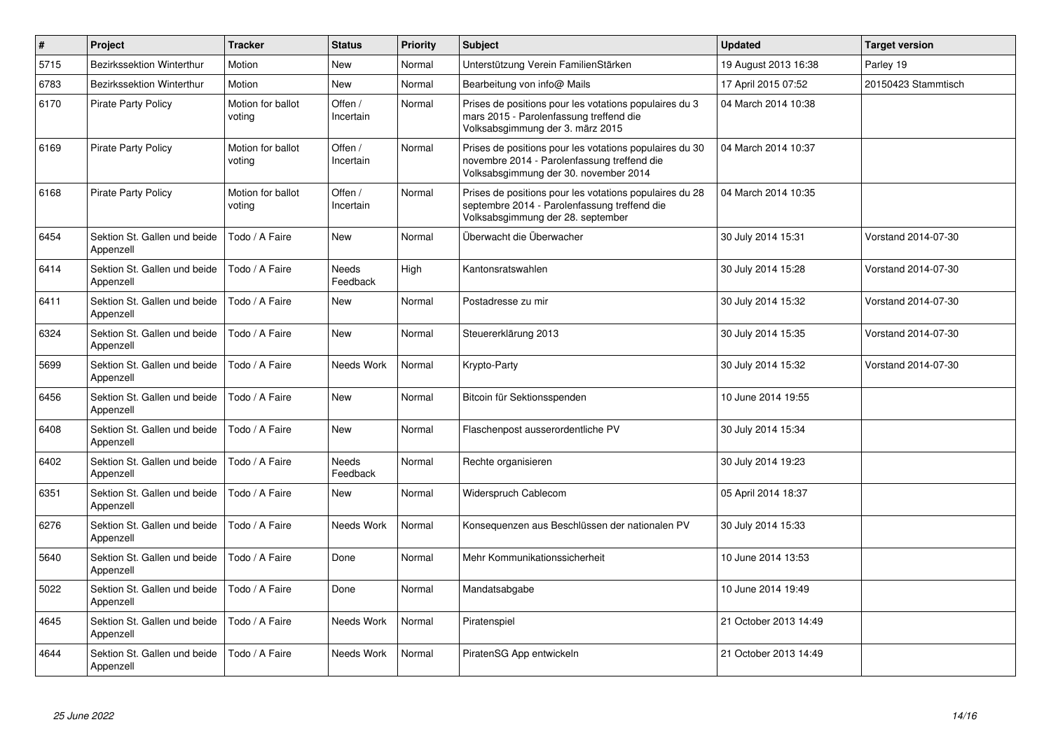| # | Project | Tracker | Status | Priority | Subject | Updated | Target version |
|---|---|---|---|---|---|---|---|
| 5715 | Bezirkssektion Winterthur | Motion | New | Normal | Unterstützung Verein FamilienStärken | 19 August 2013 16:38 | Parley 19 |
| 6783 | Bezirkssektion Winterthur | Motion | New | Normal | Bearbeitung von info@ Mails | 17 April 2015 07:52 | 20150423 Stammtisch |
| 6170 | Pirate Party Policy | Motion for ballot voting | Offen / Incertain | Normal | Prises de positions pour les votations populaires du 3 mars 2015 - Parolenfassung treffend die Volksabsgimmung der 3. märz 2015 | 04 March 2014 10:38 | |
| 6169 | Pirate Party Policy | Motion for ballot voting | Offen / Incertain | Normal | Prises de positions pour les votations populaires du 30 novembre 2014 - Parolenfassung treffend die Volksabsgimmung der 30. november 2014 | 04 March 2014 10:37 | |
| 6168 | Pirate Party Policy | Motion for ballot voting | Offen / Incertain | Normal | Prises de positions pour les votations populaires du 28 septembre 2014 - Parolenfassung treffend die Volksabsgimmung der 28. september | 04 March 2014 10:35 | |
| 6454 | Sektion St. Gallen und beide Appenzell | Todo / A Faire | New | Normal | Überwacht die Überwacher | 30 July 2014 15:31 | Vorstand 2014-07-30 |
| 6414 | Sektion St. Gallen und beide Appenzell | Todo / A Faire | Needs Feedback | High | Kantonsratswahlen | 30 July 2014 15:28 | Vorstand 2014-07-30 |
| 6411 | Sektion St. Gallen und beide Appenzell | Todo / A Faire | New | Normal | Postadresse zu mir | 30 July 2014 15:32 | Vorstand 2014-07-30 |
| 6324 | Sektion St. Gallen und beide Appenzell | Todo / A Faire | New | Normal | Steuererklärung 2013 | 30 July 2014 15:35 | Vorstand 2014-07-30 |
| 5699 | Sektion St. Gallen und beide Appenzell | Todo / A Faire | Needs Work | Normal | Krypto-Party | 30 July 2014 15:32 | Vorstand 2014-07-30 |
| 6456 | Sektion St. Gallen und beide Appenzell | Todo / A Faire | New | Normal | Bitcoin für Sektionsspenden | 10 June 2014 19:55 | |
| 6408 | Sektion St. Gallen und beide Appenzell | Todo / A Faire | New | Normal | Flaschenpost ausserordentliche PV | 30 July 2014 15:34 | |
| 6402 | Sektion St. Gallen und beide Appenzell | Todo / A Faire | Needs Feedback | Normal | Rechte organisieren | 30 July 2014 19:23 | |
| 6351 | Sektion St. Gallen und beide Appenzell | Todo / A Faire | New | Normal | Widerspruch Cablecom | 05 April 2014 18:37 | |
| 6276 | Sektion St. Gallen und beide Appenzell | Todo / A Faire | Needs Work | Normal | Konsequenzen aus Beschlüssen der nationalen PV | 30 July 2014 15:33 | |
| 5640 | Sektion St. Gallen und beide Appenzell | Todo / A Faire | Done | Normal | Mehr Kommunikationssicherheit | 10 June 2014 13:53 | |
| 5022 | Sektion St. Gallen und beide Appenzell | Todo / A Faire | Done | Normal | Mandatsabgabe | 10 June 2014 19:49 | |
| 4645 | Sektion St. Gallen und beide Appenzell | Todo / A Faire | Needs Work | Normal | Piratenspiel | 21 October 2013 14:49 | |
| 4644 | Sektion St. Gallen und beide Appenzell | Todo / A Faire | Needs Work | Normal | PiratenSG App entwickeln | 21 October 2013 14:49 | |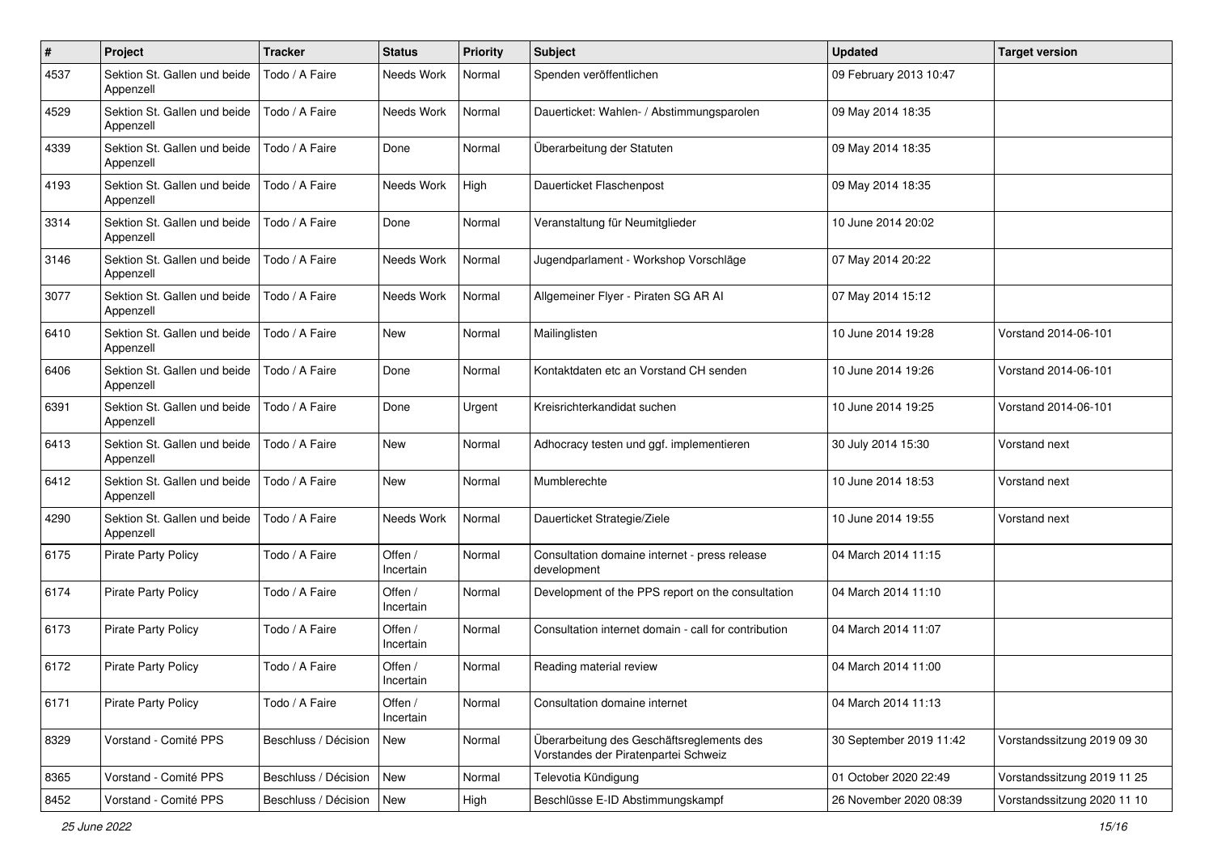| # | Project | Tracker | Status | Priority | Subject | Updated | Target version |
|---|---|---|---|---|---|---|---|
| 4537 | Sektion St. Gallen und beide Appenzell | Todo / A Faire | Needs Work | Normal | Spenden veröffentlichen | 09 February 2013 10:47 | |
| 4529 | Sektion St. Gallen und beide Appenzell | Todo / A Faire | Needs Work | Normal | Dauerticket: Wahlen- / Abstimmungsparolen | 09 May 2014 18:35 | |
| 4339 | Sektion St. Gallen und beide Appenzell | Todo / A Faire | Done | Normal | Überarbeitung der Statuten | 09 May 2014 18:35 | |
| 4193 | Sektion St. Gallen und beide Appenzell | Todo / A Faire | Needs Work | High | Dauerticket Flaschenpost | 09 May 2014 18:35 | |
| 3314 | Sektion St. Gallen und beide Appenzell | Todo / A Faire | Done | Normal | Veranstaltung für Neumitglieder | 10 June 2014 20:02 | |
| 3146 | Sektion St. Gallen und beide Appenzell | Todo / A Faire | Needs Work | Normal | Jugendparlament - Workshop Vorschläge | 07 May 2014 20:22 | |
| 3077 | Sektion St. Gallen und beide Appenzell | Todo / A Faire | Needs Work | Normal | Allgemeiner Flyer - Piraten SG AR AI | 07 May 2014 15:12 | |
| 6410 | Sektion St. Gallen und beide Appenzell | Todo / A Faire | New | Normal | Mailinglisten | 10 June 2014 19:28 | Vorstand 2014-06-101 |
| 6406 | Sektion St. Gallen und beide Appenzell | Todo / A Faire | Done | Normal | Kontaktdaten etc an Vorstand CH senden | 10 June 2014 19:26 | Vorstand 2014-06-101 |
| 6391 | Sektion St. Gallen und beide Appenzell | Todo / A Faire | Done | Urgent | Kreisrichterkandidat suchen | 10 June 2014 19:25 | Vorstand 2014-06-101 |
| 6413 | Sektion St. Gallen und beide Appenzell | Todo / A Faire | New | Normal | Adhocracy testen und ggf. implementieren | 30 July 2014 15:30 | Vorstand next |
| 6412 | Sektion St. Gallen und beide Appenzell | Todo / A Faire | New | Normal | Mumblerechte | 10 June 2014 18:53 | Vorstand next |
| 4290 | Sektion St. Gallen und beide Appenzell | Todo / A Faire | Needs Work | Normal | Dauerticket Strategie/Ziele | 10 June 2014 19:55 | Vorstand next |
| 6175 | Pirate Party Policy | Todo / A Faire | Offen / Incertain | Normal | Consultation domaine internet - press release development | 04 March 2014 11:15 | |
| 6174 | Pirate Party Policy | Todo / A Faire | Offen / Incertain | Normal | Development of the PPS report on the consultation | 04 March 2014 11:10 | |
| 6173 | Pirate Party Policy | Todo / A Faire | Offen / Incertain | Normal | Consultation internet domain - call for contribution | 04 March 2014 11:07 | |
| 6172 | Pirate Party Policy | Todo / A Faire | Offen / Incertain | Normal | Reading material review | 04 March 2014 11:00 | |
| 6171 | Pirate Party Policy | Todo / A Faire | Offen / Incertain | Normal | Consultation domaine internet | 04 March 2014 11:13 | |
| 8329 | Vorstand - Comité PPS | Beschluss / Décision | New | Normal | Überarbeitung des Geschäftsreglements des Vorstandes der Piratenpartei Schweiz | 30 September 2019 11:42 | Vorstandssitzung 2019 09 30 |
| 8365 | Vorstand - Comité PPS | Beschluss / Décision | New | Normal | Televotia Kündigung | 01 October 2020 22:49 | Vorstandssitzung 2019 11 25 |
| 8452 | Vorstand - Comité PPS | Beschluss / Décision | New | High | Beschlüsse E-ID Abstimmungskampf | 26 November 2020 08:39 | Vorstandssitzung 2020 11 10 |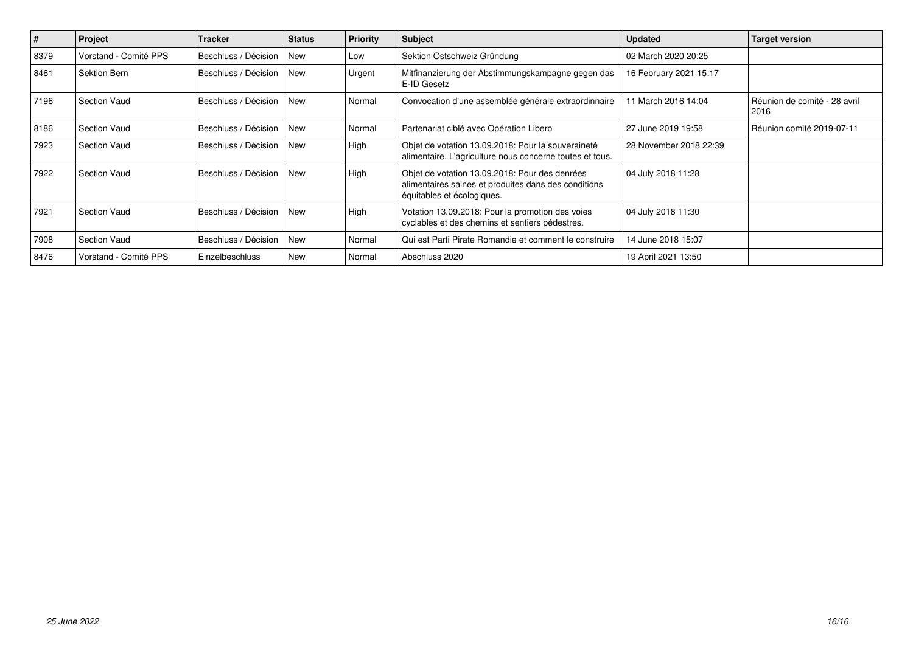| # | Project | Tracker | Status | Priority | Subject | Updated | Target version |
|---|---|---|---|---|---|---|---|
| 8379 | Vorstand - Comité PPS | Beschluss / Décision | New | Low | Sektion Ostschweiz Gründung | 02 March 2020 20:25 | |
| 8461 | Sektion Bern | Beschluss / Décision | New | Urgent | Mitfinanzierung der Abstimmungskampagne gegen das E-ID Gesetz | 16 February 2021 15:17 | |
| 7196 | Section Vaud | Beschluss / Décision | New | Normal | Convocation d'une assemblée générale extraordinaire | 11 March 2016 14:04 | Réunion de comité - 28 avril 2016 |
| 8186 | Section Vaud | Beschluss / Décision | New | Normal | Partenariat ciblé avec Opération Libero | 27 June 2019 19:58 | Réunion comité 2019-07-11 |
| 7923 | Section Vaud | Beschluss / Décision | New | High | Objet de votation 13.09.2018: Pour la souveraineté alimentaire. L'agriculture nous concerne toutes et tous. | 28 November 2018 22:39 | |
| 7922 | Section Vaud | Beschluss / Décision | New | High | Objet de votation 13.09.2018: Pour des denrées alimentaires saines et produites dans des conditions équitables et écologiques. | 04 July 2018 11:28 | |
| 7921 | Section Vaud | Beschluss / Décision | New | High | Votation 13.09.2018: Pour la promotion des voies cyclables et des chemins et sentiers pédestres. | 04 July 2018 11:30 | |
| 7908 | Section Vaud | Beschluss / Décision | New | Normal | Qui est Parti Pirate Romandie et comment le construire | 14 June 2018 15:07 | |
| 8476 | Vorstand - Comité PPS | Einzelbeschluss | New | Normal | Abschluss 2020 | 19 April 2021 13:50 | |